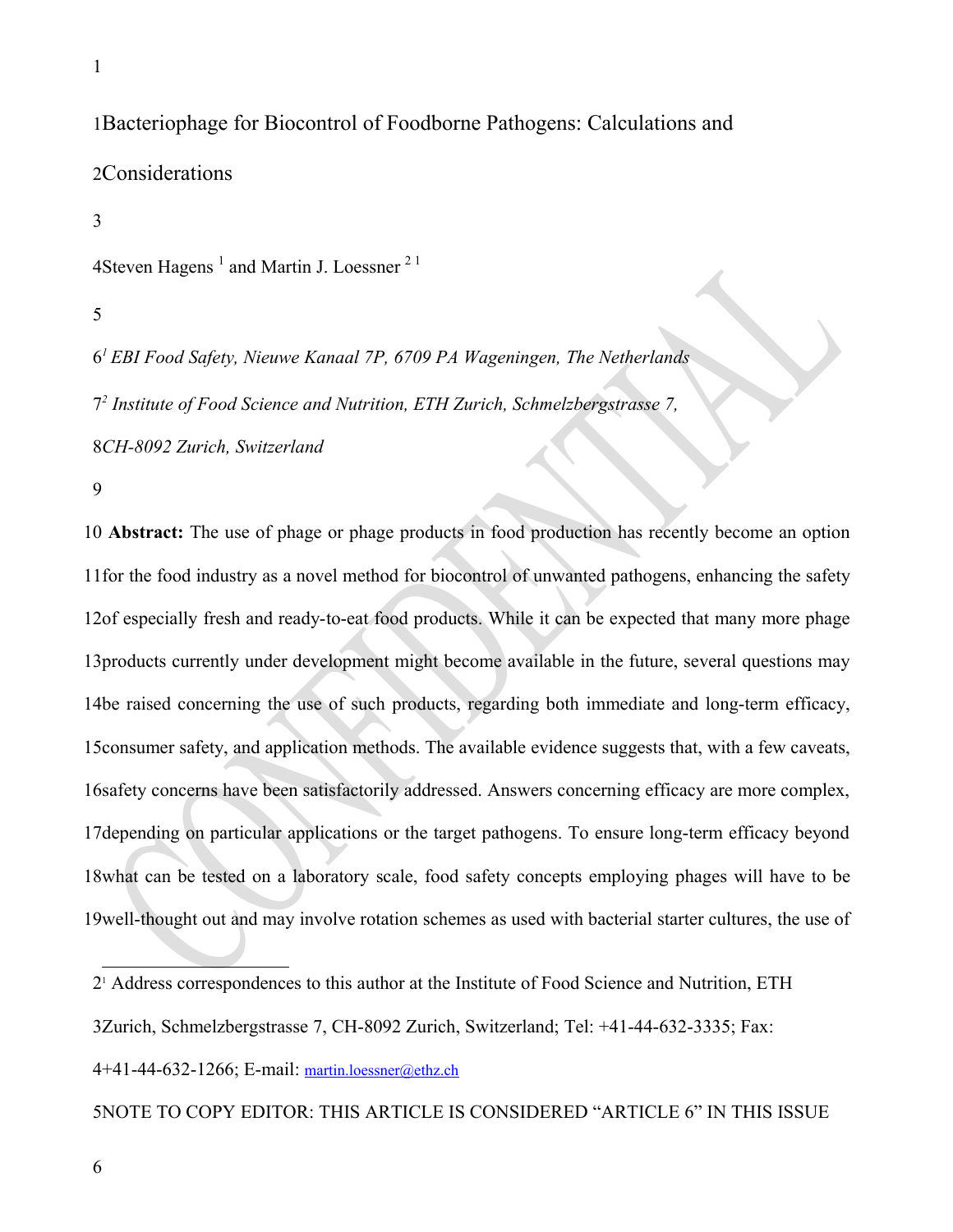# Bacteriophage for Biocontrol of Foodborne Pathogens: Calculations and Considerations

Steven Hagens [1] and Martin J. Loessner [2] [1]

*[1] EBI Food Safety, Nieuwe Kanaal 7P, 6709 PA Wageningen, The Netherlands*

*[2] Institute of Food Science and Nutrition, ETH Zurich, Schmelzbergstrasse 7, CH-8092 Zurich, Switzerland*

**Abstract:** The use of phage or phage products in food production has recently become an option for the food industry as a novel method for biocontrol of unwanted pathogens, enhancing the safety of especially fresh and ready-to-eat food products. While it can be expected that many more phage products currently under development might become available in the future, several questions may be raised concerning the use of such products, regarding both immediate and long-term efficacy, consumer safety, and application methods. The available evidence suggests that, with a few caveats, safety concerns have been satisfactorily addressed. Answers concerning efficacy are more complex, depending on particular applications or the target pathogens. To ensure long-term efficacy beyond what can be tested on a laboratory scale, food safety concepts employing phages will have to be well-thought out and may involve rotation schemes as used with bacterial starter cultures, the use of

---

[1] Address correspondences to this author at the Institute of Food Science and Nutrition, ETH Zurich, Schmelzbergstrasse 7, CH-8092 Zurich, Switzerland; Tel: +41-44-632-3335; Fax: +41-44-632-1266; E-mail: martin.loessner@ethz.ch

NOTE TO COPY EDITOR: THIS ARTICLE IS CONSIDERED "ARTICLE 6" IN THIS ISSUE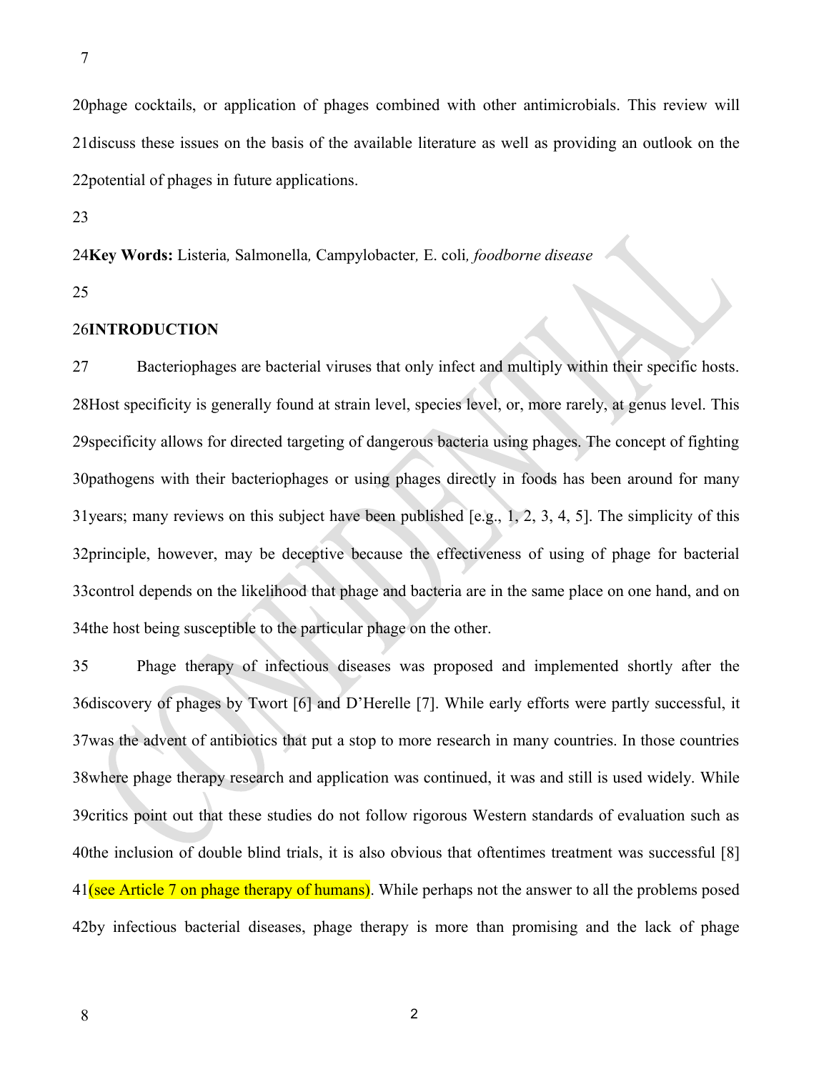phage cocktails, or application of phages combined with other antimicrobials. This review will discuss these issues on the basis of the available literature as well as providing an outlook on the potential of phages in future applications.

**Key Words:** Listeria*,* Salmonella*,* Campylobacter*,* E. coli*, foodborne disease*

**INTRODUCTION**

Bacteriophages are bacterial viruses that only infect and multiply within their specific hosts. Host specificity is generally found at strain level, species level, or, more rarely, at genus level. This specificity allows for directed targeting of dangerous bacteria using phages. The concept of fighting pathogens with their bacteriophages or using phages directly in foods has been around for many years; many reviews on this subject have been published [e.g., 1, 2, 3, 4, 5]. The simplicity of this principle, however, may be deceptive because the effectiveness of using of phage for bacterial control depends on the likelihood that phage and bacteria are in the same place on one hand, and on the host being susceptible to the particular phage on the other.

Phage therapy of infectious diseases was proposed and implemented shortly after the discovery of phages by Twort [6] and D'Herelle [7]. While early efforts were partly successful, it was the advent of antibiotics that put a stop to more research in many countries. In those countries where phage therapy research and application was continued, it was and still is used widely. While critics point out that these studies do not follow rigorous Western standards of evaluation such as the inclusion of double blind trials, it is also obvious that oftentimes treatment was successful [8] (see Article 7 on phage therapy of humans). While perhaps not the answer to all the problems posed by infectious bacterial diseases, phage therapy is more than promising and the lack of phage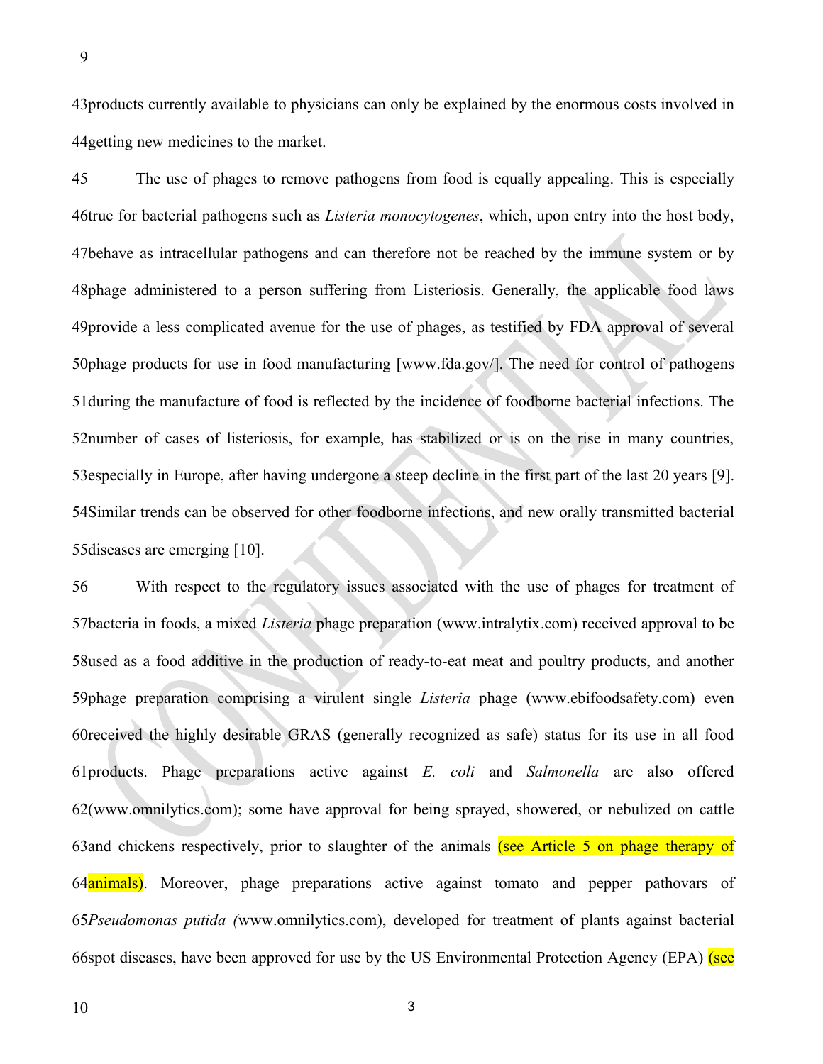products currently available to physicians can only be explained by the enormous costs involved in getting new medicines to the market.

The use of phages to remove pathogens from food is equally appealing. This is especially true for bacterial pathogens such as *Listeria monocytogenes*, which, upon entry into the host body, behave as intracellular pathogens and can therefore not be reached by the immune system or by phage administered to a person suffering from Listeriosis. Generally, the applicable food laws provide a less complicated avenue for the use of phages, as testified by FDA approval of several phage products for use in food manufacturing [www.fda.gov/]. The need for control of pathogens during the manufacture of food is reflected by the incidence of foodborne bacterial infections. The number of cases of listeriosis, for example, has stabilized or is on the rise in many countries, especially in Europe, after having undergone a steep decline in the first part of the last 20 years [9]. Similar trends can be observed for other foodborne infections, and new orally transmitted bacterial diseases are emerging [10].

With respect to the regulatory issues associated with the use of phages for treatment of bacteria in foods, a mixed *Listeria* phage preparation (www.intralytix.com) received approval to be used as a food additive in the production of ready-to-eat meat and poultry products, and another phage preparation comprising a virulent single *Listeria* phage (www.ebifoodsafety.com) even received the highly desirable GRAS (generally recognized as safe) status for its use in all food products. Phage preparations active against *E. coli* and *Salmonella* are also offered (www.omnilytics.com); some have approval for being sprayed, showered, or nebulized on cattle and chickens respectively, prior to slaughter of the animals (see Article 5 on phage therapy of animals). Moreover, phage preparations active against tomato and pepper pathovars of *Pseudomonas putida (*www.omnilytics.com), developed for treatment of plants against bacterial spot diseases, have been approved for use by the US Environmental Protection Agency (EPA) (see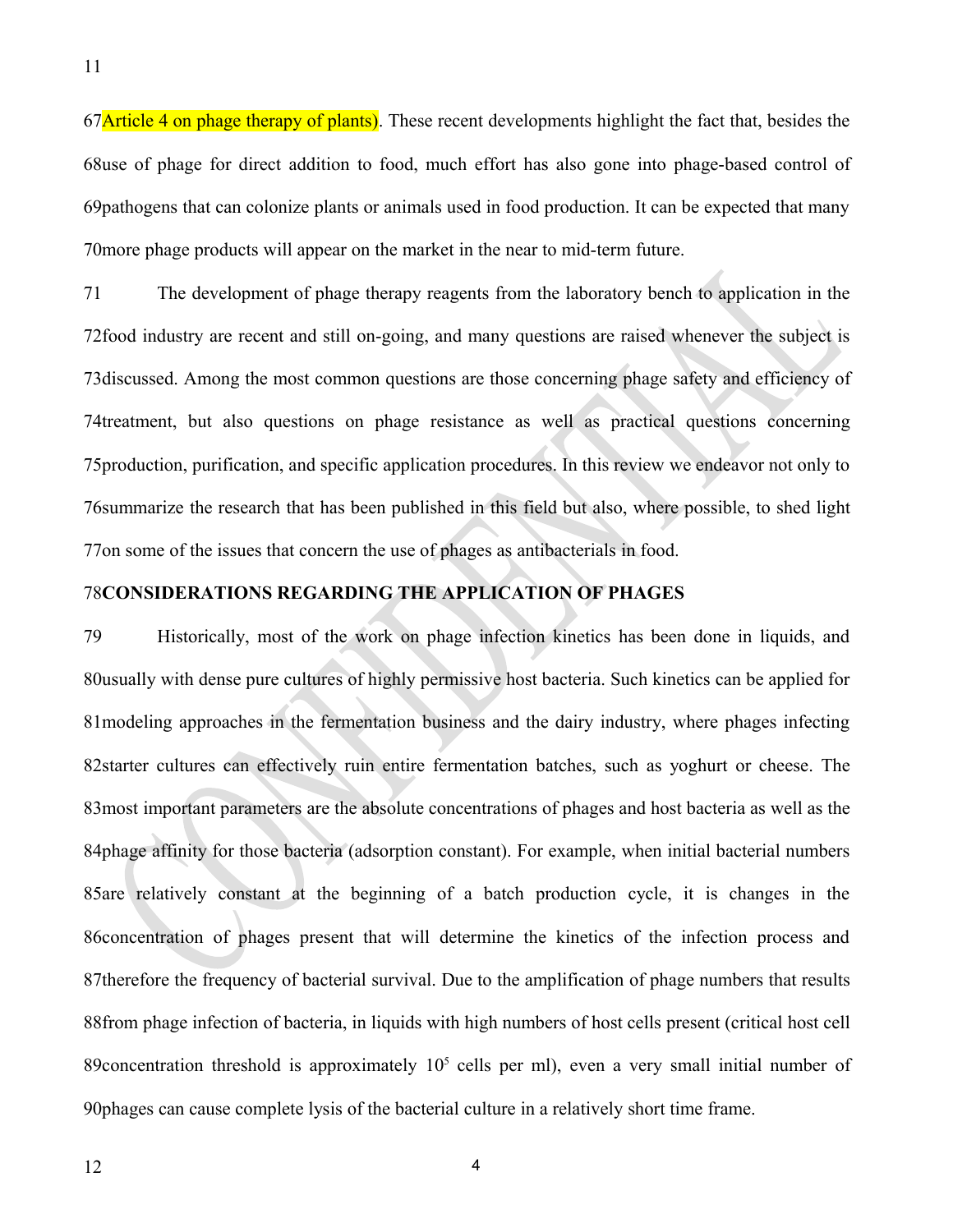Article 4 on phage therapy of plants). These recent developments highlight the fact that, besides the use of phage for direct addition to food, much effort has also gone into phage-based control of pathogens that can colonize plants or animals used in food production. It can be expected that many more phage products will appear on the market in the near to mid-term future.

The development of phage therapy reagents from the laboratory bench to application in the food industry are recent and still on-going, and many questions are raised whenever the subject is discussed. Among the most common questions are those concerning phage safety and efficiency of treatment, but also questions on phage resistance as well as practical questions concerning production, purification, and specific application procedures. In this review we endeavor not only to summarize the research that has been published in this field but also, where possible, to shed light on some of the issues that concern the use of phages as antibacterials in food.

## CONSIDERATIONS REGARDING THE APPLICATION OF PHAGES

Historically, most of the work on phage infection kinetics has been done in liquids, and usually with dense pure cultures of highly permissive host bacteria. Such kinetics can be applied for modeling approaches in the fermentation business and the dairy industry, where phages infecting starter cultures can effectively ruin entire fermentation batches, such as yoghurt or cheese. The most important parameters are the absolute concentrations of phages and host bacteria as well as the phage affinity for those bacteria (adsorption constant). For example, when initial bacterial numbers are relatively constant at the beginning of a batch production cycle, it is changes in the concentration of phages present that will determine the kinetics of the infection process and therefore the frequency of bacterial survival. Due to the amplification of phage numbers that results from phage infection of bacteria, in liquids with high numbers of host cells present (critical host cell concentration threshold is approximately $10^5$ cells per ml), even a very small initial number of phages can cause complete lysis of the bacterial culture in a relatively short time frame.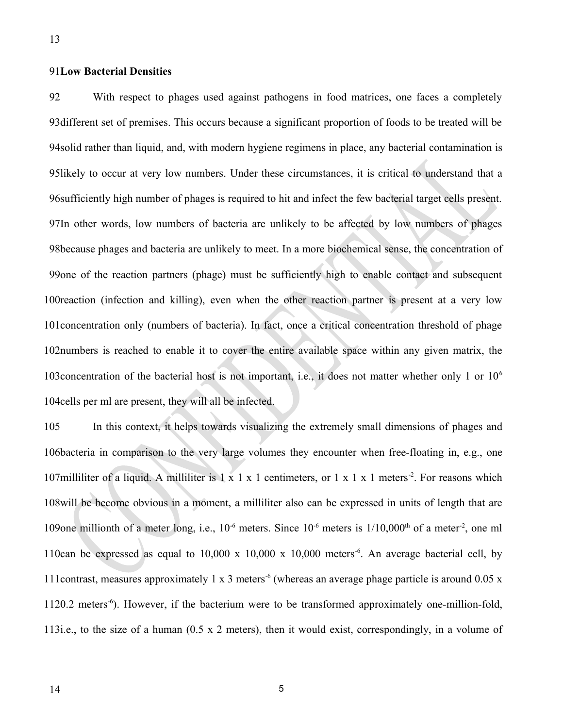## Low Bacterial Densities

With respect to phages used against pathogens in food matrices, one faces a completely different set of premises. This occurs because a significant proportion of foods to be treated will be solid rather than liquid, and, with modern hygiene regimens in place, any bacterial contamination is likely to occur at very low numbers. Under these circumstances, it is critical to understand that a sufficiently high number of phages is required to hit and infect the few bacterial target cells present. In other words, low numbers of bacteria are unlikely to be affected by low numbers of phages because phages and bacteria are unlikely to meet. In a more biochemical sense, the concentration of one of the reaction partners (phage) must be sufficiently high to enable contact and subsequent reaction (infection and killing), even when the other reaction partner is present at a very low concentration only (numbers of bacteria). In fact, once a critical concentration threshold of phage numbers is reached to enable it to cover the entire available space within any given matrix, the concentration of the bacterial host is not important, i.e., it does not matter whether only 1 or $10^6$ cells per ml are present, they will all be infected.

In this context, it helps towards visualizing the extremely small dimensions of phages and bacteria in comparison to the very large volumes they encounter when free-floating in, e.g., one milliliter of a liquid. A milliliter is 1 x 1 x 1 centimeters, or 1 x 1 x 1 meters$^{-2}$. For reasons which will be become obvious in a moment, a milliliter also can be expressed in units of length that are one millionth of a meter long, i.e., $10^{-6}$ meters. Since $10^{-6}$ meters is 1/10,000$^{th}$ of a meter$^{-2}$, one ml can be expressed as equal to 10,000 x 10,000 x 10,000 meters$^{-6}$. An average bacterial cell, by contrast, measures approximately 1 x 3 meters$^{-6}$ (whereas an average phage particle is around 0.05 x 0.2 meters$^{-6}$). However, if the bacterium were to be transformed approximately one-million-fold, i.e., to the size of a human (0.5 x 2 meters), then it would exist, correspondingly, in a volume of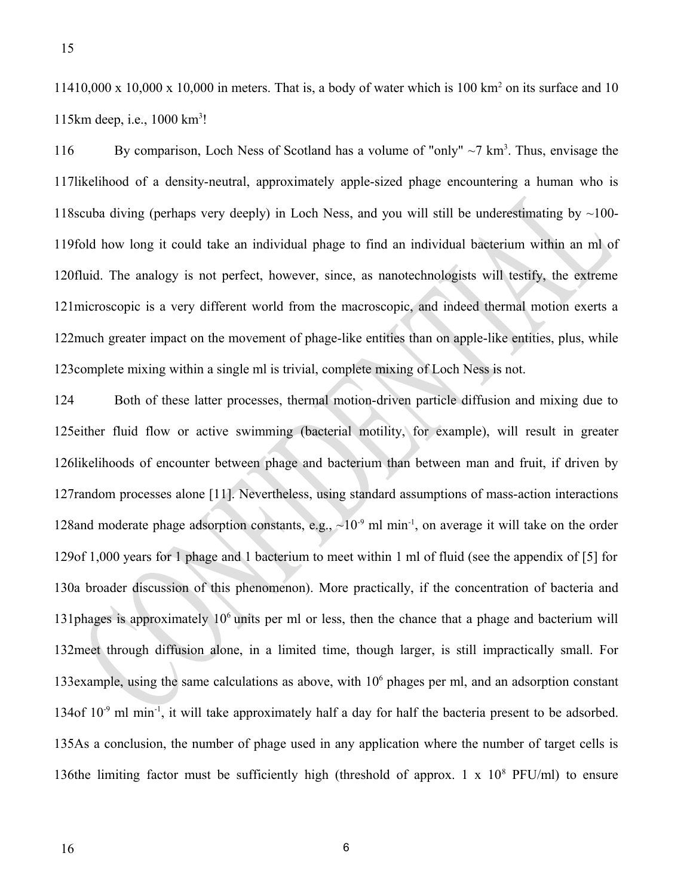10,000 x 10,000 x 10,000 in meters. That is, a body of water which is 100 km$^2$ on its surface and 10 km deep, i.e., 1000 km$^3$!

By comparison, Loch Ness of Scotland has a volume of "only" ~7 km$^3$. Thus, envisage the likelihood of a density-neutral, approximately apple-sized phage encountering a human who is scuba diving (perhaps very deeply) in Loch Ness, and you will still be underestimating by ~100-fold how long it could take an individual phage to find an individual bacterium within an ml of fluid. The analogy is not perfect, however, since, as nanotechnologists will testify, the extreme microscopic is a very different world from the macroscopic, and indeed thermal motion exerts a much greater impact on the movement of phage-like entities than on apple-like entities, plus, while complete mixing within a single ml is trivial, complete mixing of Loch Ness is not.

Both of these latter processes, thermal motion-driven particle diffusion and mixing due to either fluid flow or active swimming (bacterial motility, for example), will result in greater likelihoods of encounter between phage and bacterium than between man and fruit, if driven by random processes alone [11]. Nevertheless, using standard assumptions of mass-action interactions and moderate phage adsorption constants, e.g., ~$10^{-9}$ ml min$^{-1}$, on average it will take on the order of 1,000 years for 1 phage and 1 bacterium to meet within 1 ml of fluid (see the appendix of [5] for a broader discussion of this phenomenon). More practically, if the concentration of bacteria and phages is approximately $10^6$ units per ml or less, then the chance that a phage and bacterium will meet through diffusion alone, in a limited time, though larger, is still impractically small. For example, using the same calculations as above, with $10^6$ phages per ml, and an adsorption constant of $10^{-9}$ ml min$^{-1}$, it will take approximately half a day for half the bacteria present to be adsorbed. As a conclusion, the number of phage used in any application where the number of target cells is the limiting factor must be sufficiently high (threshold of approx. 1 x $10^8$ PFU/ml) to ensure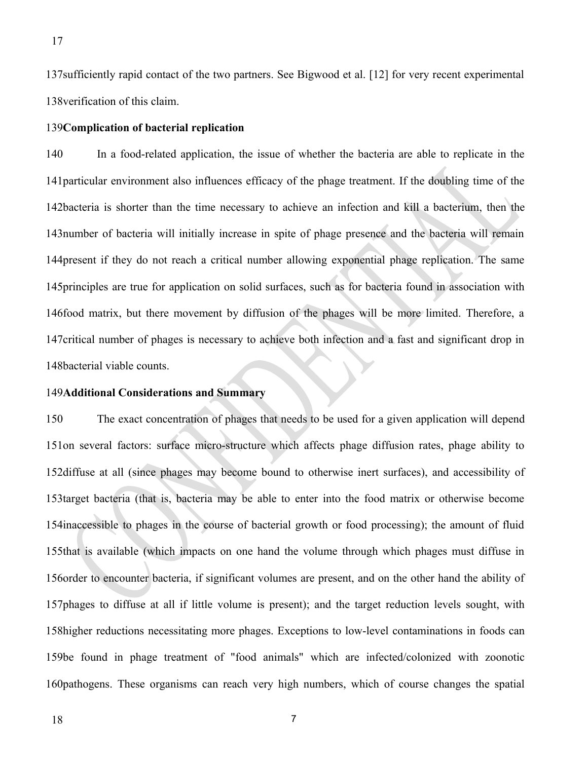sufficiently rapid contact of the two partners. See Bigwood et al. [12] for very recent experimental verification of this claim.

## Complication of bacterial replication

In a food-related application, the issue of whether the bacteria are able to replicate in the particular environment also influences efficacy of the phage treatment. If the doubling time of the bacteria is shorter than the time necessary to achieve an infection and kill a bacterium, then the number of bacteria will initially increase in spite of phage presence and the bacteria will remain present if they do not reach a critical number allowing exponential phage replication. The same principles are true for application on solid surfaces, such as for bacteria found in association with food matrix, but there movement by diffusion of the phages will be more limited. Therefore, a critical number of phages is necessary to achieve both infection and a fast and significant drop in bacterial viable counts.

## Additional Considerations and Summary

The exact concentration of phages that needs to be used for a given application will depend on several factors: surface micro-structure which affects phage diffusion rates, phage ability to diffuse at all (since phages may become bound to otherwise inert surfaces), and accessibility of target bacteria (that is, bacteria may be able to enter into the food matrix or otherwise become inaccessible to phages in the course of bacterial growth or food processing); the amount of fluid that is available (which impacts on one hand the volume through which phages must diffuse in order to encounter bacteria, if significant volumes are present, and on the other hand the ability of phages to diffuse at all if little volume is present); and the target reduction levels sought, with higher reductions necessitating more phages. Exceptions to low-level contaminations in foods can be found in phage treatment of "food animals" which are infected/colonized with zoonotic pathogens. These organisms can reach very high numbers, which of course changes the spatial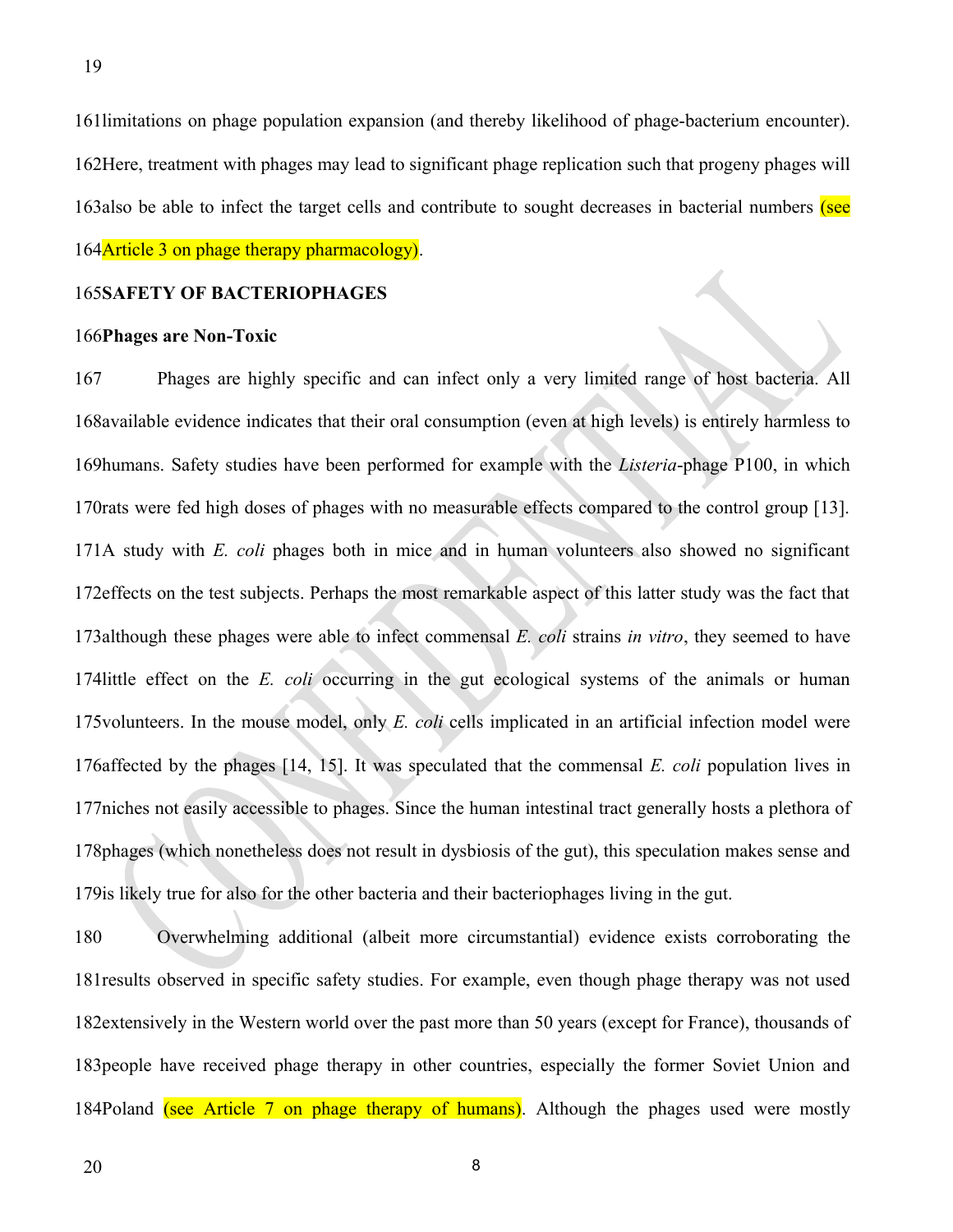limitations on phage population expansion (and thereby likelihood of phage-bacterium encounter). Here, treatment with phages may lead to significant phage replication such that progeny phages will also be able to infect the target cells and contribute to sought decreases in bacterial numbers (see Article 3 on phage therapy pharmacology).

## SAFETY OF BACTERIOPHAGES

### Phages are Non-Toxic

Phages are highly specific and can infect only a very limited range of host bacteria. All available evidence indicates that their oral consumption (even at high levels) is entirely harmless to humans. Safety studies have been performed for example with the *Listeria*-phage P100, in which rats were fed high doses of phages with no measurable effects compared to the control group [13]. A study with *E. coli* phages both in mice and in human volunteers also showed no significant effects on the test subjects. Perhaps the most remarkable aspect of this latter study was the fact that although these phages were able to infect commensal *E. coli* strains *in vitro*, they seemed to have little effect on the *E. coli* occurring in the gut ecological systems of the animals or human volunteers. In the mouse model, only *E. coli* cells implicated in an artificial infection model were affected by the phages [14, 15]. It was speculated that the commensal *E. coli* population lives in niches not easily accessible to phages. Since the human intestinal tract generally hosts a plethora of phages (which nonetheless does not result in dysbiosis of the gut), this speculation makes sense and is likely true for also for the other bacteria and their bacteriophages living in the gut.

Overwhelming additional (albeit more circumstantial) evidence exists corroborating the results observed in specific safety studies. For example, even though phage therapy was not used extensively in the Western world over the past more than 50 years (except for France), thousands of people have received phage therapy in other countries, especially the former Soviet Union and Poland (see Article 7 on phage therapy of humans). Although the phages used were mostly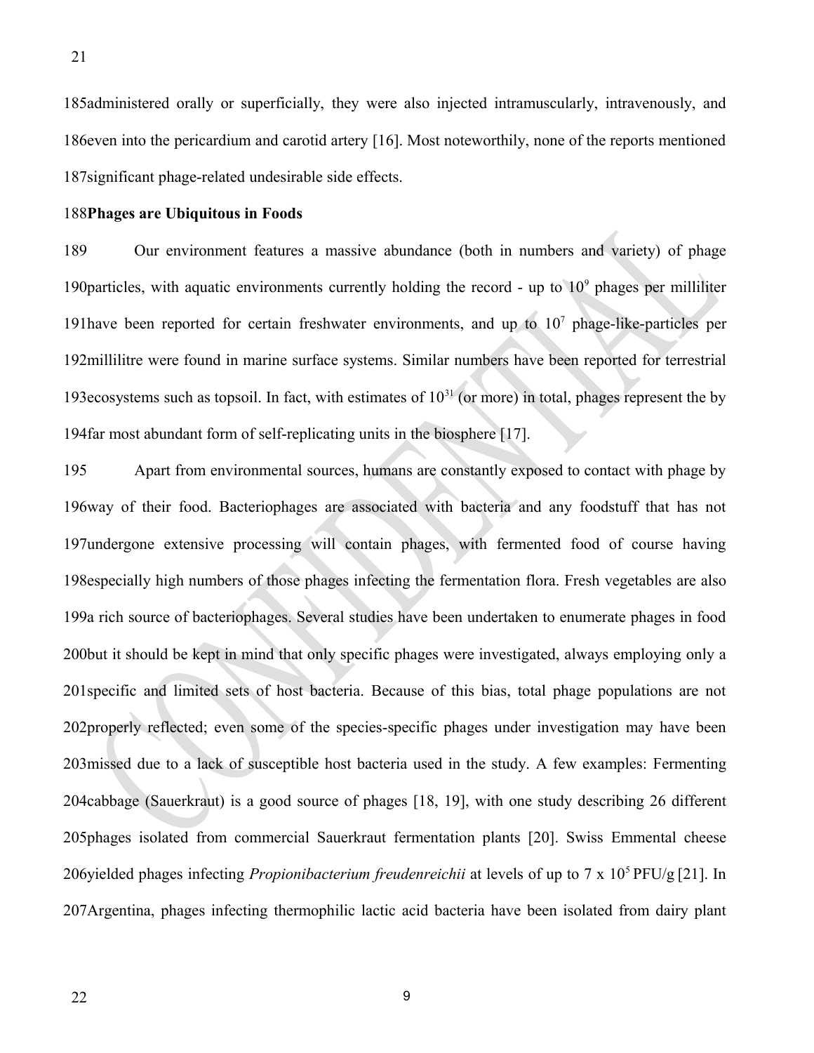administered orally or superficially, they were also injected intramuscularly, intravenously, and even into the pericardium and carotid artery [16]. Most noteworthily, none of the reports mentioned significant phage-related undesirable side effects.

**Phages are Ubiquitous in Foods**

Our environment features a massive abundance (both in numbers and variety) of phage particles, with aquatic environments currently holding the record - up to $10^9$ phages per milliliter have been reported for certain freshwater environments, and up to $10^7$ phage-like-particles per millilitre were found in marine surface systems. Similar numbers have been reported for terrestrial ecosystems such as topsoil. In fact, with estimates of $10^{31}$ (or more) in total, phages represent the by far most abundant form of self-replicating units in the biosphere [17].

Apart from environmental sources, humans are constantly exposed to contact with phage by way of their food. Bacteriophages are associated with bacteria and any foodstuff that has not undergone extensive processing will contain phages, with fermented food of course having especially high numbers of those phages infecting the fermentation flora. Fresh vegetables are also a rich source of bacteriophages. Several studies have been undertaken to enumerate phages in food but it should be kept in mind that only specific phages were investigated, always employing only a specific and limited sets of host bacteria. Because of this bias, total phage populations are not properly reflected; even some of the species-specific phages under investigation may have been missed due to a lack of susceptible host bacteria used in the study. A few examples: Fermenting cabbage (Sauerkraut) is a good source of phages [18, 19], with one study describing 26 different phages isolated from commercial Sauerkraut fermentation plants [20]. Swiss Emmental cheese yielded phages infecting *Propionibacterium freudenreichii* at levels of up to $7 \times 10^5$ PFU/g [21]. In Argentina, phages infecting thermophilic lactic acid bacteria have been isolated from dairy plant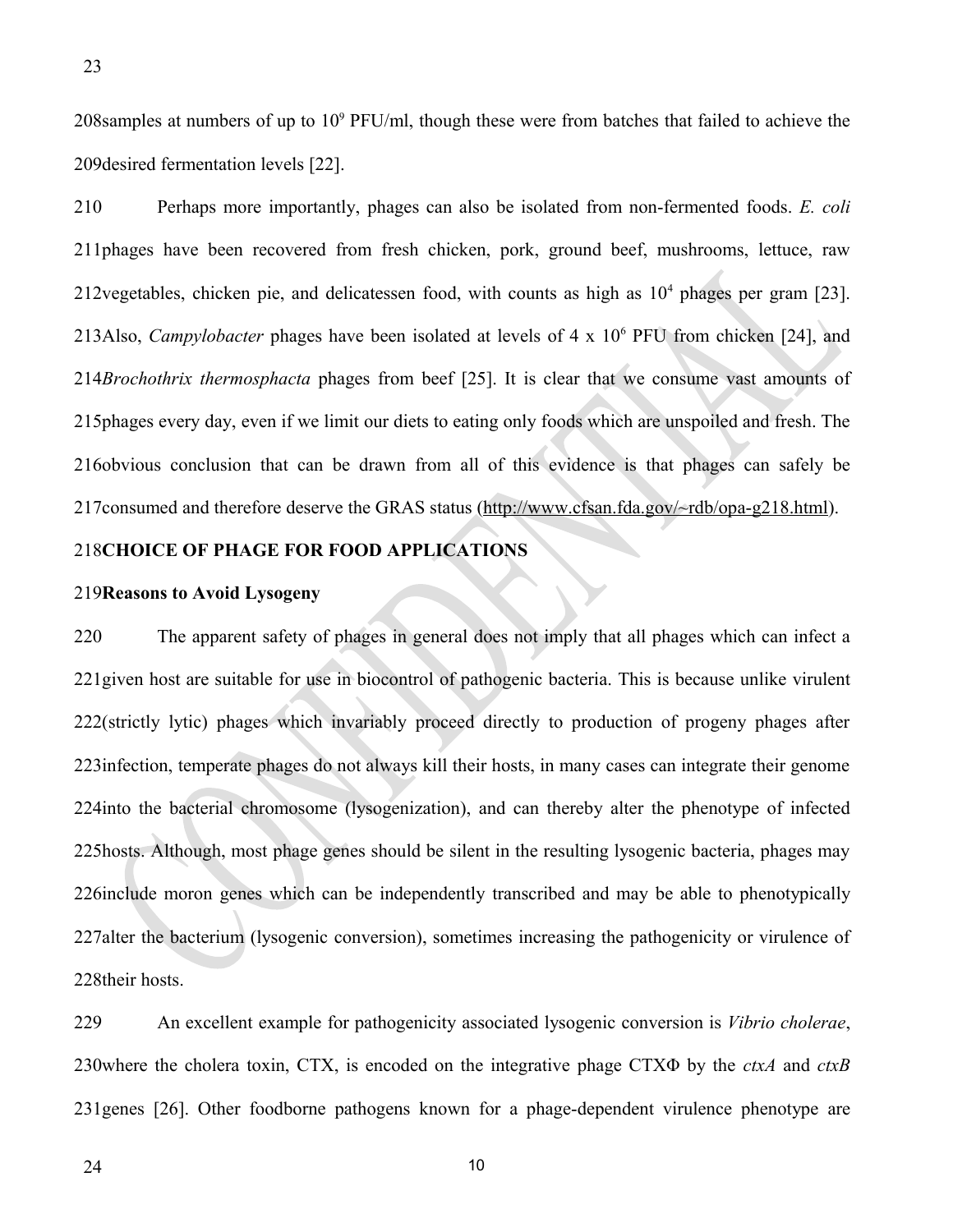samples at numbers of up to $10^9$ PFU/ml, though these were from batches that failed to achieve the desired fermentation levels [22].

Perhaps more importantly, phages can also be isolated from non-fermented foods. *E. coli* phages have been recovered from fresh chicken, pork, ground beef, mushrooms, lettuce, raw vegetables, chicken pie, and delicatessen food, with counts as high as $10^4$ phages per gram [23]. Also, *Campylobacter* phages have been isolated at levels of 4 x $10^6$ PFU from chicken [24], and *Brochothrix thermosphacta* phages from beef [25]. It is clear that we consume vast amounts of phages every day, even if we limit our diets to eating only foods which are unspoiled and fresh. The obvious conclusion that can be drawn from all of this evidence is that phages can safely be consumed and therefore deserve the GRAS status (http://www.cfsan.fda.gov/~rdb/opa-g218.html).

## CHOICE OF PHAGE FOR FOOD APPLICATIONS

### Reasons to Avoid Lysogeny

The apparent safety of phages in general does not imply that all phages which can infect a given host are suitable for use in biocontrol of pathogenic bacteria. This is because unlike virulent (strictly lytic) phages which invariably proceed directly to production of progeny phages after infection, temperate phages do not always kill their hosts, in many cases can integrate their genome into the bacterial chromosome (lysogenization), and can thereby alter the phenotype of infected hosts. Although, most phage genes should be silent in the resulting lysogenic bacteria, phages may include moron genes which can be independently transcribed and may be able to phenotypically alter the bacterium (lysogenic conversion), sometimes increasing the pathogenicity or virulence of their hosts.

An excellent example for pathogenicity associated lysogenic conversion is *Vibrio cholerae*, where the cholera toxin, CTX, is encoded on the integrative phage CTXΦ by the *ctxA* and *ctxB* genes [26]. Other foodborne pathogens known for a phage-dependent virulence phenotype are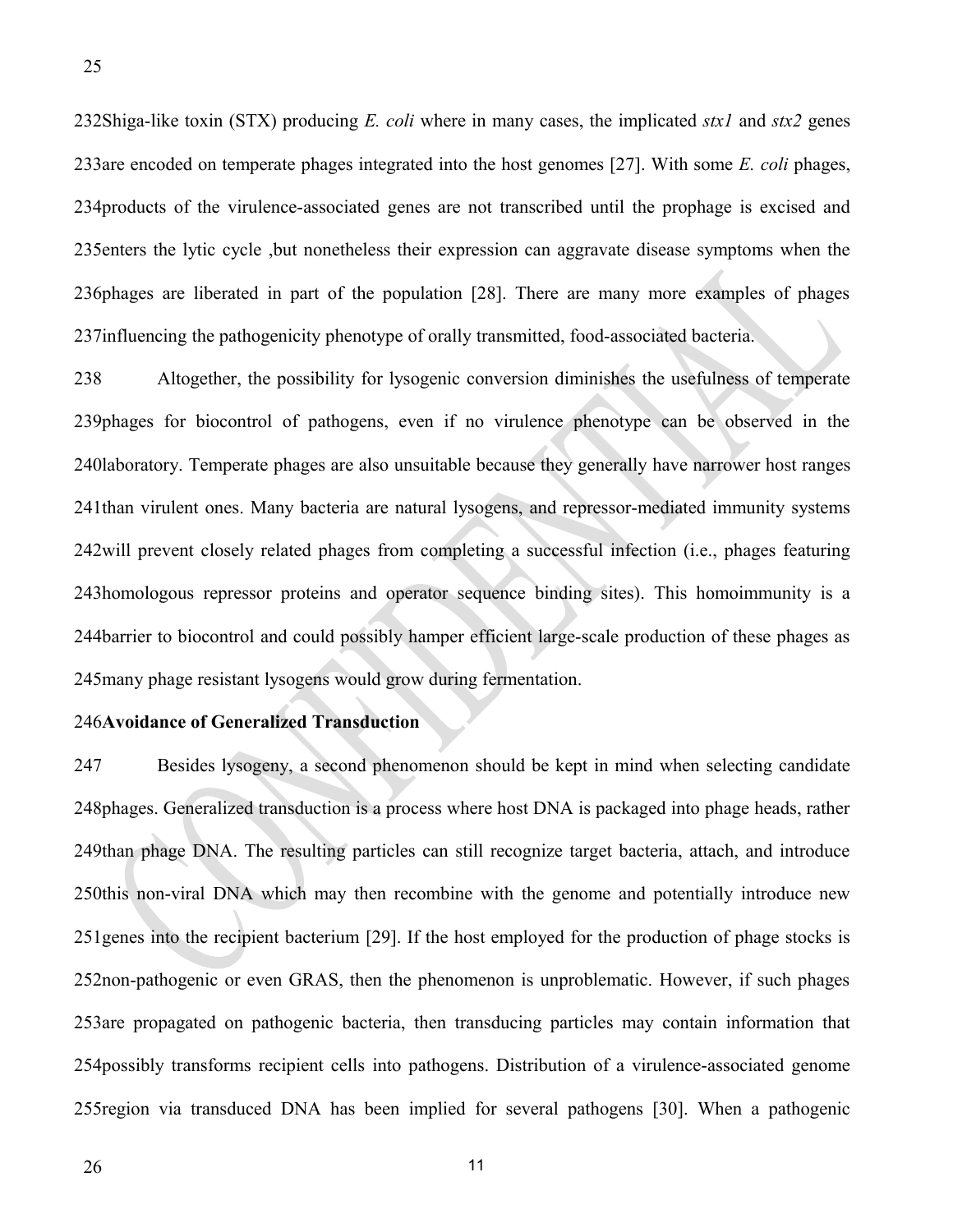Shiga-like toxin (STX) producing *E. coli* where in many cases, the implicated *stx1* and *stx2* genes are encoded on temperate phages integrated into the host genomes [27]. With some *E. coli* phages, products of the virulence-associated genes are not transcribed until the prophage is excised and enters the lytic cycle ,but nonetheless their expression can aggravate disease symptoms when the phages are liberated in part of the population [28]. There are many more examples of phages influencing the pathogenicity phenotype of orally transmitted, food-associated bacteria.

Altogether, the possibility for lysogenic conversion diminishes the usefulness of temperate phages for biocontrol of pathogens, even if no virulence phenotype can be observed in the laboratory. Temperate phages are also unsuitable because they generally have narrower host ranges than virulent ones. Many bacteria are natural lysogens, and repressor-mediated immunity systems will prevent closely related phages from completing a successful infection (i.e., phages featuring homologous repressor proteins and operator sequence binding sites). This homoimmunity is a barrier to biocontrol and could possibly hamper efficient large-scale production of these phages as many phage resistant lysogens would grow during fermentation.

**Avoidance of Generalized Transduction**

Besides lysogeny, a second phenomenon should be kept in mind when selecting candidate phages. Generalized transduction is a process where host DNA is packaged into phage heads, rather than phage DNA. The resulting particles can still recognize target bacteria, attach, and introduce this non-viral DNA which may then recombine with the genome and potentially introduce new genes into the recipient bacterium [29]. If the host employed for the production of phage stocks is non-pathogenic or even GRAS, then the phenomenon is unproblematic. However, if such phages are propagated on pathogenic bacteria, then transducing particles may contain information that possibly transforms recipient cells into pathogens. Distribution of a virulence-associated genome region via transduced DNA has been implied for several pathogens [30]. When a pathogenic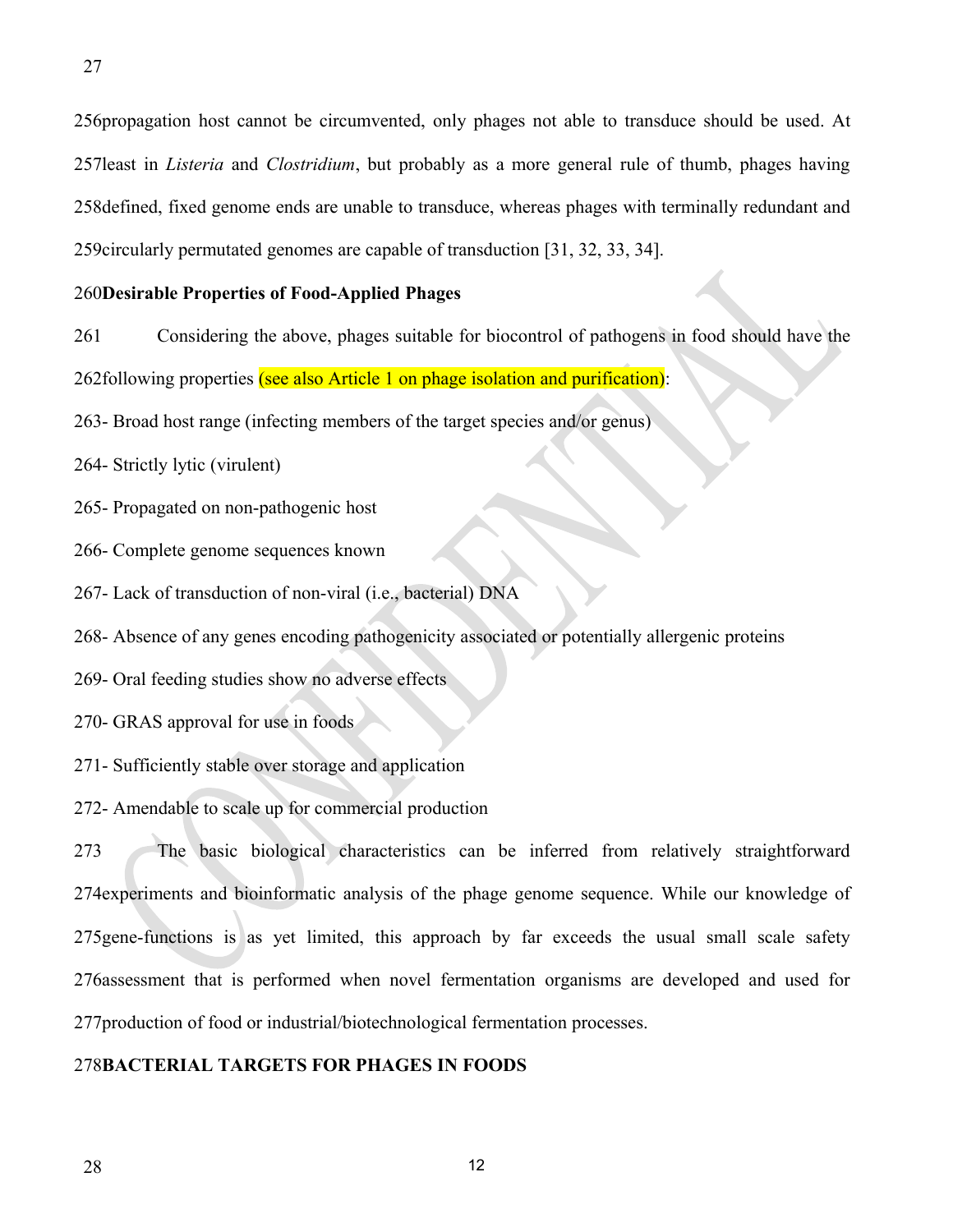propagation host cannot be circumvented, only phages not able to transduce should be used. At least in *Listeria* and *Clostridium*, but probably as a more general rule of thumb, phages having defined, fixed genome ends are unable to transduce, whereas phages with terminally redundant and circularly permutated genomes are capable of transduction [31, 32, 33, 34].

**Desirable Properties of Food-Applied Phages**

Considering the above, phages suitable for biocontrol of pathogens in food should have the following properties (see also Article 1 on phage isolation and purification):

- Broad host range (infecting members of the target species and/or genus)
- Strictly lytic (virulent)
- Propagated on non-pathogenic host
- Complete genome sequences known
- Lack of transduction of non-viral (i.e., bacterial) DNA
- Absence of any genes encoding pathogenicity associated or potentially allergenic proteins
- Oral feeding studies show no adverse effects
- GRAS approval for use in foods
- Sufficiently stable over storage and application
- Amendable to scale up for commercial production

The basic biological characteristics can be inferred from relatively straightforward experiments and bioinformatic analysis of the phage genome sequence. While our knowledge of gene-functions is as yet limited, this approach by far exceeds the usual small scale safety assessment that is performed when novel fermentation organisms are developed and used for production of food or industrial/biotechnological fermentation processes.

**BACTERIAL TARGETS FOR PHAGES IN FOODS**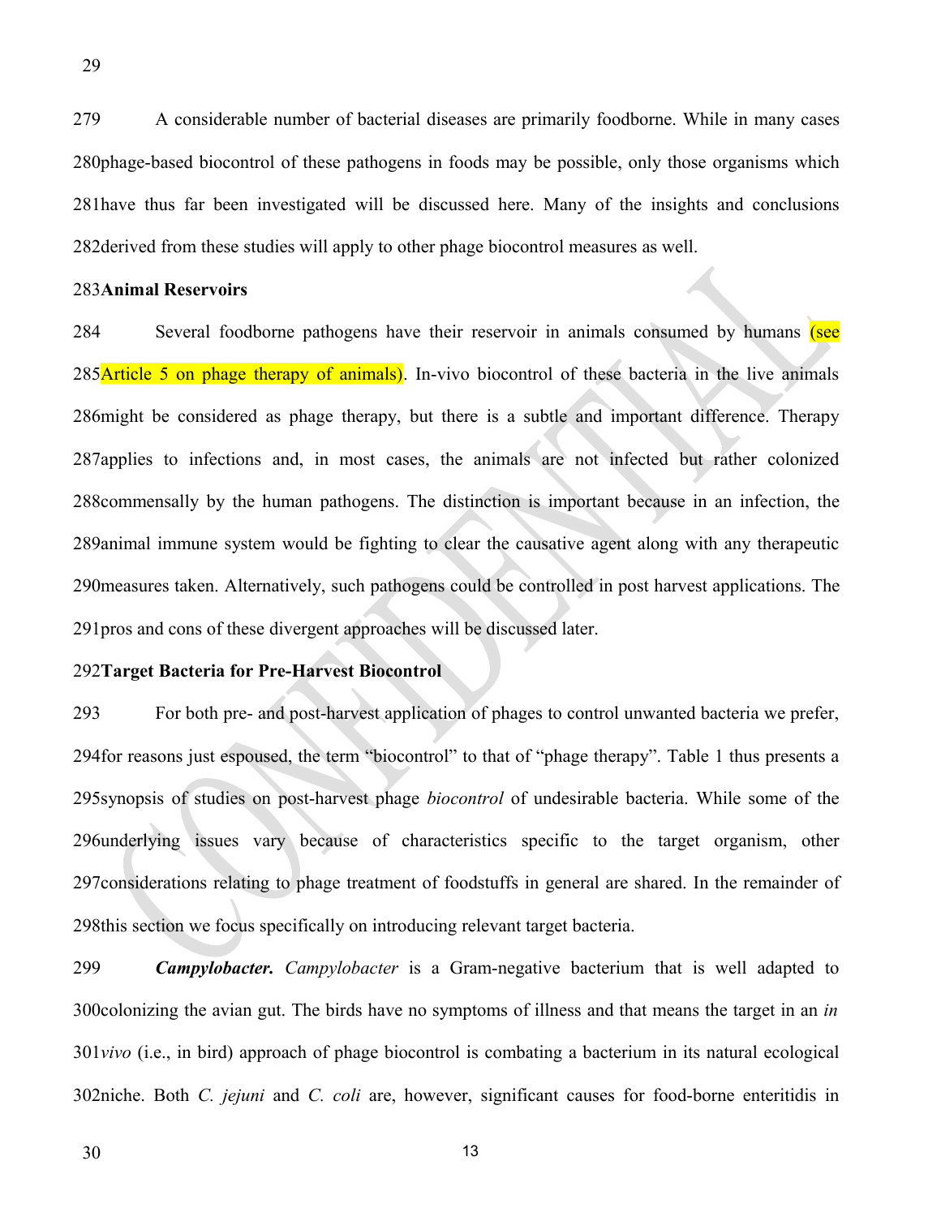A considerable number of bacterial diseases are primarily foodborne. While in many cases phage-based biocontrol of these pathogens in foods may be possible, only those organisms which have thus far been investigated will be discussed here. Many of the insights and conclusions derived from these studies will apply to other phage biocontrol measures as well.

**Animal Reservoirs**

Several foodborne pathogens have their reservoir in animals consumed by humans (see Article 5 on phage therapy of animals). In-vivo biocontrol of these bacteria in the live animals might be considered as phage therapy, but there is a subtle and important difference. Therapy applies to infections and, in most cases, the animals are not infected but rather colonized commensally by the human pathogens. The distinction is important because in an infection, the animal immune system would be fighting to clear the causative agent along with any therapeutic measures taken. Alternatively, such pathogens could be controlled in post harvest applications. The pros and cons of these divergent approaches will be discussed later.

**Target Bacteria for Pre-Harvest Biocontrol**

For both pre- and post-harvest application of phages to control unwanted bacteria we prefer, for reasons just espoused, the term "biocontrol" to that of "phage therapy". Table 1 thus presents a synopsis of studies on post-harvest phage *biocontrol* of undesirable bacteria. While some of the underlying issues vary because of characteristics specific to the target organism, other considerations relating to phage treatment of foodstuffs in general are shared. In the remainder of this section we focus specifically on introducing relevant target bacteria.

***Campylobacter.*** *Campylobacter* is a Gram-negative bacterium that is well adapted to colonizing the avian gut. The birds have no symptoms of illness and that means the target in an *in vivo* (i.e., in bird) approach of phage biocontrol is combating a bacterium in its natural ecological niche. Both *C. jejuni* and *C. coli* are, however, significant causes for food-borne enteritidis in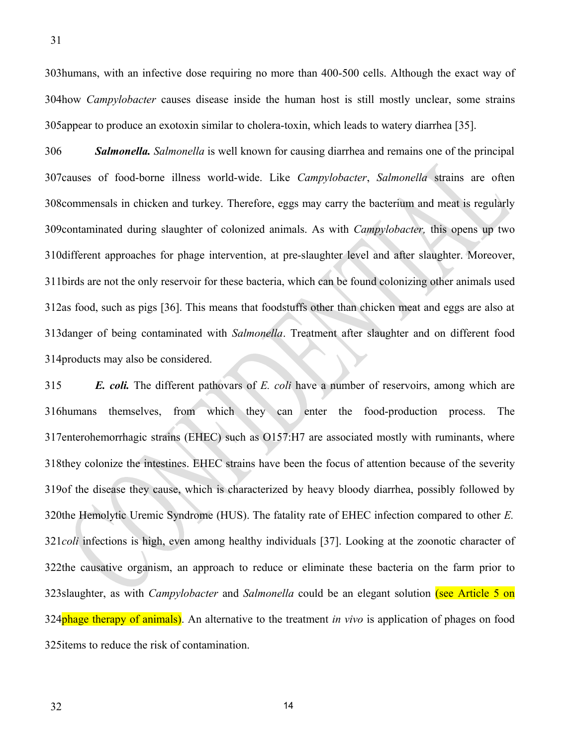humans, with an infective dose requiring no more than 400-500 cells. Although the exact way of how *Campylobacter* causes disease inside the human host is still mostly unclear, some strains appear to produce an exotoxin similar to cholera-toxin, which leads to watery diarrhea [35].

***Salmonella.*** *Salmonella* is well known for causing diarrhea and remains one of the principal causes of food-borne illness world-wide. Like *Campylobacter*, *Salmonella* strains are often commensals in chicken and turkey. Therefore, eggs may carry the bacterium and meat is regularly contaminated during slaughter of colonized animals. As with *Campylobacter,* this opens up two different approaches for phage intervention, at pre-slaughter level and after slaughter. Moreover, birds are not the only reservoir for these bacteria, which can be found colonizing other animals used as food, such as pigs [36]. This means that foodstuffs other than chicken meat and eggs are also at danger of being contaminated with *Salmonella*. Treatment after slaughter and on different food products may also be considered.

***E. coli.*** The different pathovars of *E. coli* have a number of reservoirs, among which are humans themselves, from which they can enter the food-production process. The enterohemorrhagic strains (EHEC) such as O157:H7 are associated mostly with ruminants, where they colonize the intestines. EHEC strains have been the focus of attention because of the severity of the disease they cause, which is characterized by heavy bloody diarrhea, possibly followed by the Hemolytic Uremic Syndrome (HUS). The fatality rate of EHEC infection compared to other *E. coli* infections is high, even among healthy individuals [37]. Looking at the zoonotic character of the causative organism, an approach to reduce or eliminate these bacteria on the farm prior to slaughter, as with *Campylobacter* and *Salmonella* could be an elegant solution (see Article 5 on phage therapy of animals). An alternative to the treatment *in vivo* is application of phages on food items to reduce the risk of contamination.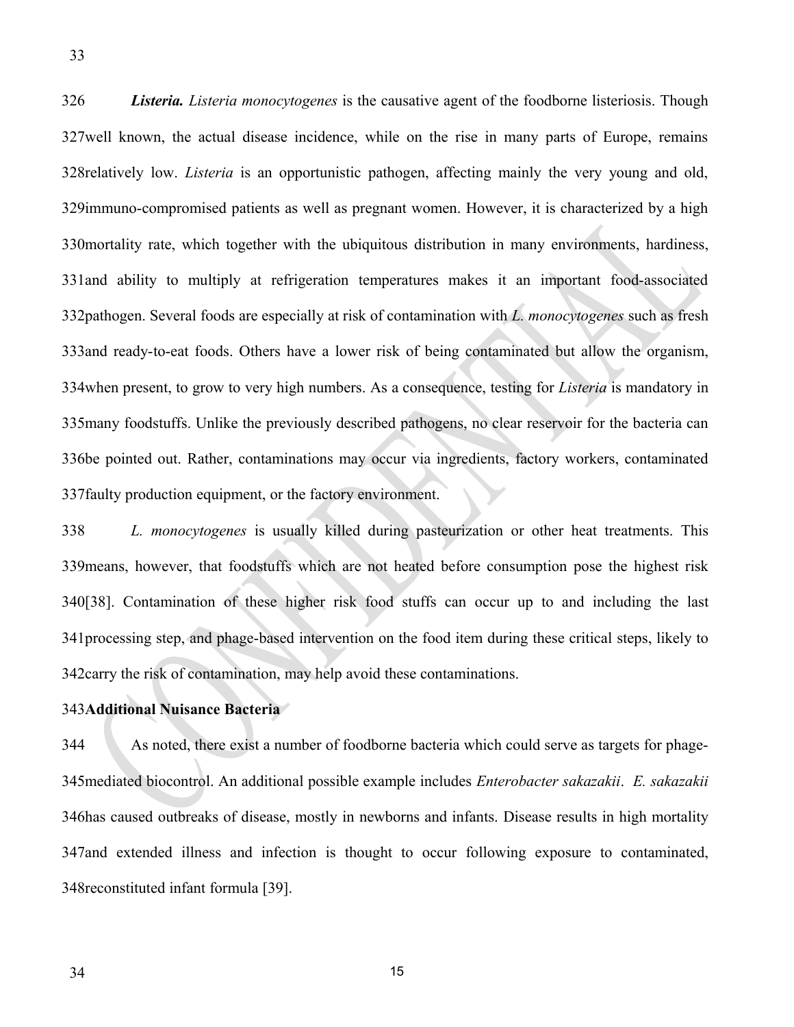***Listeria.*** *Listeria monocytogenes* is the causative agent of the foodborne listeriosis. Though well known, the actual disease incidence, while on the rise in many parts of Europe, remains relatively low. *Listeria* is an opportunistic pathogen, affecting mainly the very young and old, immuno-compromised patients as well as pregnant women. However, it is characterized by a high mortality rate, which together with the ubiquitous distribution in many environments, hardiness, and ability to multiply at refrigeration temperatures makes it an important food-associated pathogen. Several foods are especially at risk of contamination with *L. monocytogenes* such as fresh and ready-to-eat foods. Others have a lower risk of being contaminated but allow the organism, when present, to grow to very high numbers. As a consequence, testing for *Listeria* is mandatory in many foodstuffs. Unlike the previously described pathogens, no clear reservoir for the bacteria can be pointed out. Rather, contaminations may occur via ingredients, factory workers, contaminated faulty production equipment, or the factory environment.

*L. monocytogenes* is usually killed during pasteurization or other heat treatments. This means, however, that foodstuffs which are not heated before consumption pose the highest risk [38]. Contamination of these higher risk food stuffs can occur up to and including the last processing step, and phage-based intervention on the food item during these critical steps, likely to carry the risk of contamination, may help avoid these contaminations.

**Additional Nuisance Bacteria**

As noted, there exist a number of foodborne bacteria which could serve as targets for phage-mediated biocontrol. An additional possible example includes *Enterobacter sakazakii*. *E. sakazakii* has caused outbreaks of disease, mostly in newborns and infants. Disease results in high mortality and extended illness and infection is thought to occur following exposure to contaminated, reconstituted infant formula [39].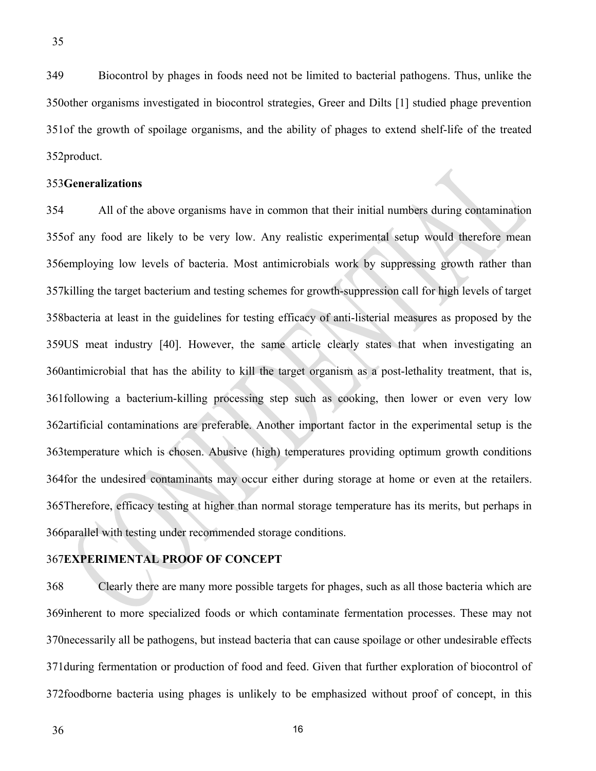Biocontrol by phages in foods need not be limited to bacterial pathogens. Thus, unlike the other organisms investigated in biocontrol strategies, Greer and Dilts [1] studied phage prevention of the growth of spoilage organisms, and the ability of phages to extend shelf-life of the treated product.

**Generalizations**

All of the above organisms have in common that their initial numbers during contamination of any food are likely to be very low. Any realistic experimental setup would therefore mean employing low levels of bacteria. Most antimicrobials work by suppressing growth rather than killing the target bacterium and testing schemes for growth-suppression call for high levels of target bacteria at least in the guidelines for testing efficacy of anti-listerial measures as proposed by the US meat industry [40]. However, the same article clearly states that when investigating an antimicrobial that has the ability to kill the target organism as a post-lethality treatment, that is, following a bacterium-killing processing step such as cooking, then lower or even very low artificial contaminations are preferable. Another important factor in the experimental setup is the temperature which is chosen. Abusive (high) temperatures providing optimum growth conditions for the undesired contaminants may occur either during storage at home or even at the retailers. Therefore, efficacy testing at higher than normal storage temperature has its merits, but perhaps in parallel with testing under recommended storage conditions.

**EXPERIMENTAL PROOF OF CONCEPT**

Clearly there are many more possible targets for phages, such as all those bacteria which are inherent to more specialized foods or which contaminate fermentation processes. These may not necessarily all be pathogens, but instead bacteria that can cause spoilage or other undesirable effects during fermentation or production of food and feed. Given that further exploration of biocontrol of foodborne bacteria using phages is unlikely to be emphasized without proof of concept, in this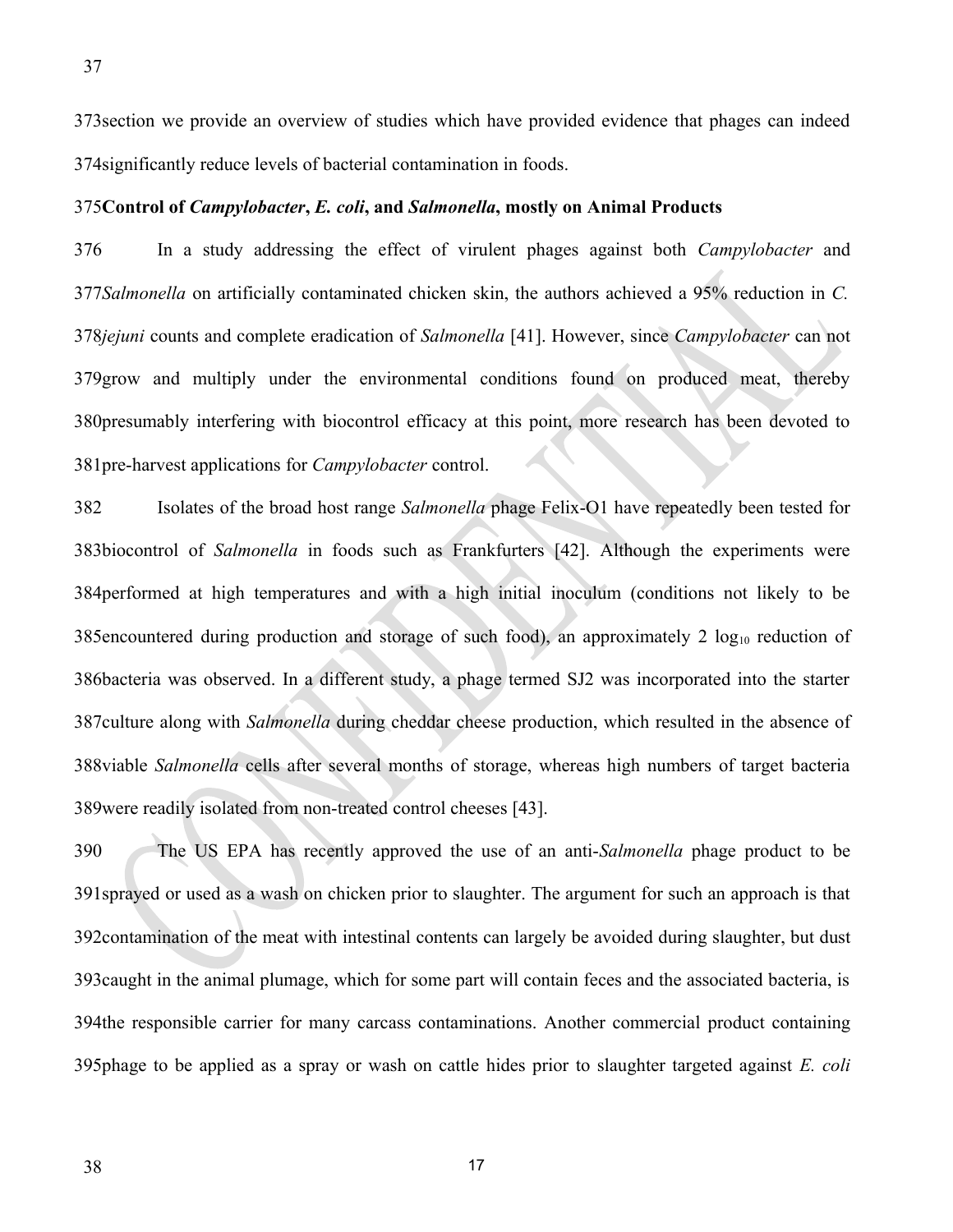section we provide an overview of studies which have provided evidence that phages can indeed significantly reduce levels of bacterial contamination in foods.

### Control of *Campylobacter*, *E. coli*, and *Salmonella*, mostly on Animal Products

In a study addressing the effect of virulent phages against both *Campylobacter* and *Salmonella* on artificially contaminated chicken skin, the authors achieved a 95% reduction in *C. jejuni* counts and complete eradication of *Salmonella* [41]. However, since *Campylobacter* can not grow and multiply under the environmental conditions found on produced meat, thereby presumably interfering with biocontrol efficacy at this point, more research has been devoted to pre-harvest applications for *Campylobacter* control.

Isolates of the broad host range *Salmonella* phage Felix-O1 have repeatedly been tested for biocontrol of *Salmonella* in foods such as Frankfurters [42]. Although the experiments were performed at high temperatures and with a high initial inoculum (conditions not likely to be encountered during production and storage of such food), an approximately 2 $\log_{10}$ reduction of bacteria was observed. In a different study, a phage termed SJ2 was incorporated into the starter culture along with *Salmonella* during cheddar cheese production, which resulted in the absence of viable *Salmonella* cells after several months of storage, whereas high numbers of target bacteria were readily isolated from non-treated control cheeses [43].

The US EPA has recently approved the use of an anti-*Salmonella* phage product to be sprayed or used as a wash on chicken prior to slaughter. The argument for such an approach is that contamination of the meat with intestinal contents can largely be avoided during slaughter, but dust caught in the animal plumage, which for some part will contain feces and the associated bacteria, is the responsible carrier for many carcass contaminations. Another commercial product containing phage to be applied as a spray or wash on cattle hides prior to slaughter targeted against *E. coli*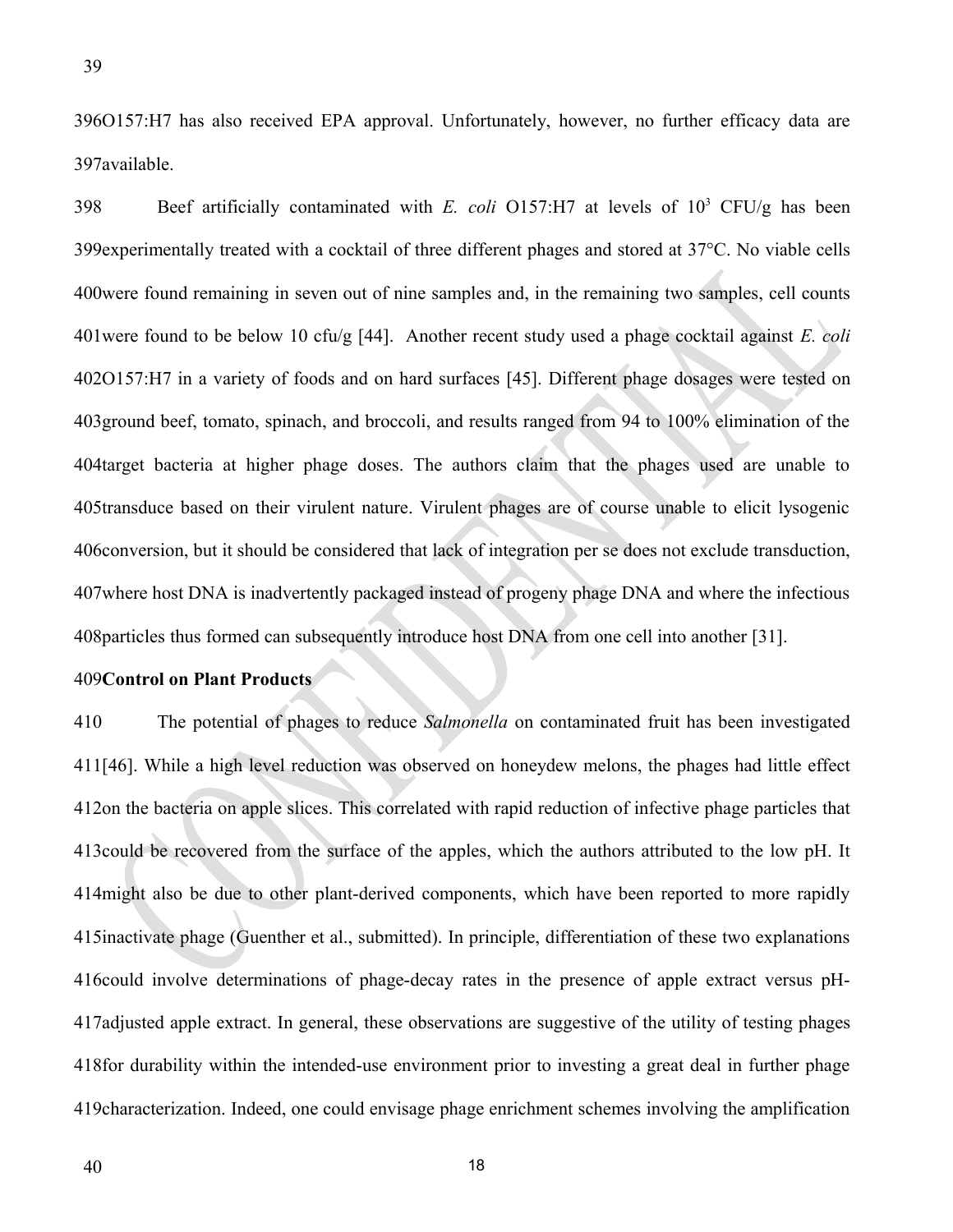O157:H7 has also received EPA approval. Unfortunately, however, no further efficacy data are available.

Beef artificially contaminated with *E. coli* O157:H7 at levels of $10^3$ CFU/g has been experimentally treated with a cocktail of three different phages and stored at 37°C. No viable cells were found remaining in seven out of nine samples and, in the remaining two samples, cell counts were found to be below 10 cfu/g [44]. Another recent study used a phage cocktail against *E. coli* O157:H7 in a variety of foods and on hard surfaces [45]. Different phage dosages were tested on ground beef, tomato, spinach, and broccoli, and results ranged from 94 to 100% elimination of the target bacteria at higher phage doses. The authors claim that the phages used are unable to transduce based on their virulent nature. Virulent phages are of course unable to elicit lysogenic conversion, but it should be considered that lack of integration per se does not exclude transduction, where host DNA is inadvertently packaged instead of progeny phage DNA and where the infectious particles thus formed can subsequently introduce host DNA from one cell into another [31].

**Control on Plant Products**

The potential of phages to reduce *Salmonella* on contaminated fruit has been investigated [46]. While a high level reduction was observed on honeydew melons, the phages had little effect on the bacteria on apple slices. This correlated with rapid reduction of infective phage particles that could be recovered from the surface of the apples, which the authors attributed to the low pH. It might also be due to other plant-derived components, which have been reported to more rapidly inactivate phage (Guenther et al., submitted). In principle, differentiation of these two explanations could involve determinations of phage-decay rates in the presence of apple extract versus pH-adjusted apple extract. In general, these observations are suggestive of the utility of testing phages for durability within the intended-use environment prior to investing a great deal in further phage characterization. Indeed, one could envisage phage enrichment schemes involving the amplification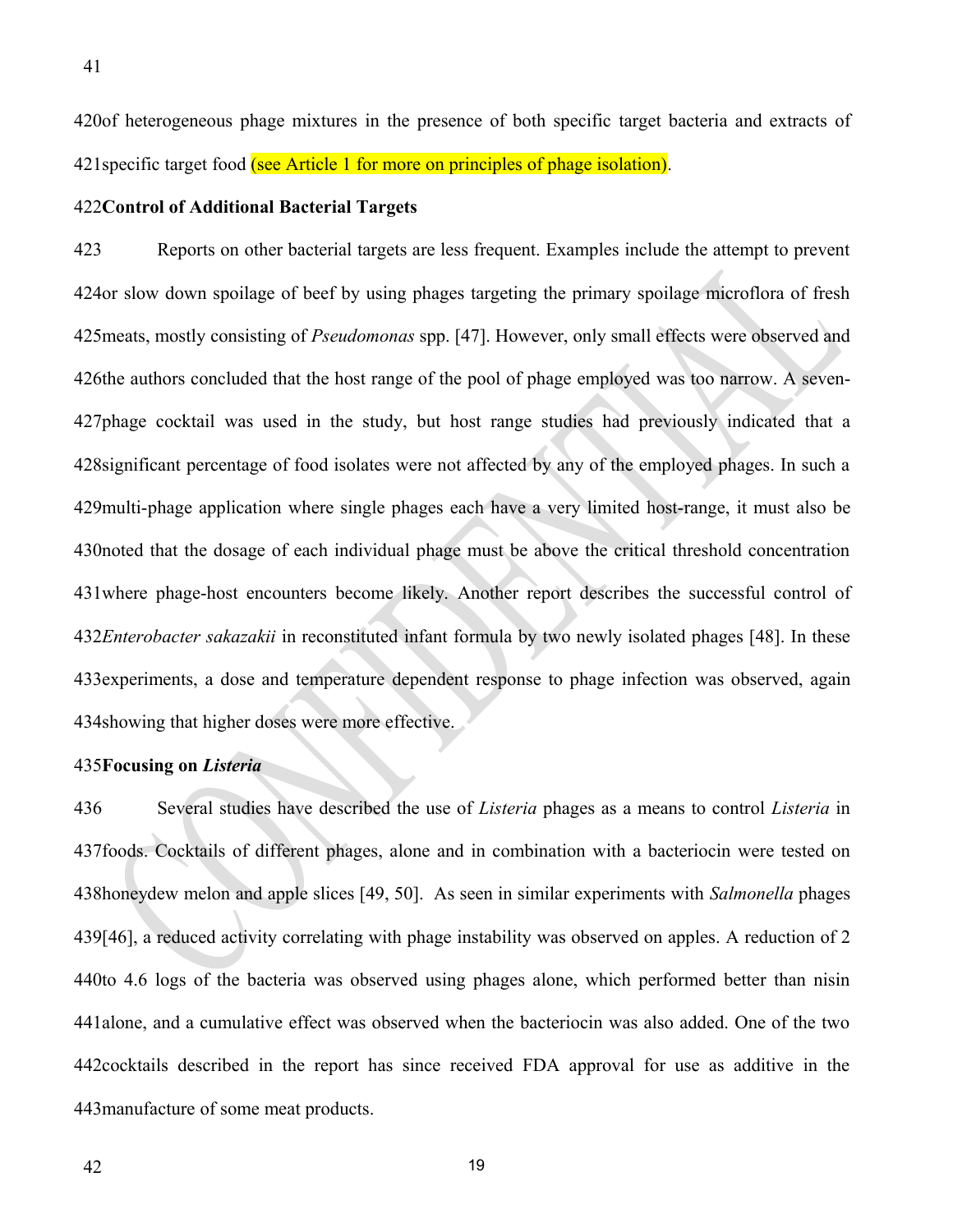of heterogeneous phage mixtures in the presence of both specific target bacteria and extracts of specific target food (see Article 1 for more on principles of phage isolation).

**Control of Additional Bacterial Targets**

Reports on other bacterial targets are less frequent. Examples include the attempt to prevent or slow down spoilage of beef by using phages targeting the primary spoilage microflora of fresh meats, mostly consisting of *Pseudomonas* spp. [47]. However, only small effects were observed and the authors concluded that the host range of the pool of phage employed was too narrow. A seven-phage cocktail was used in the study, but host range studies had previously indicated that a significant percentage of food isolates were not affected by any of the employed phages. In such a multi-phage application where single phages each have a very limited host-range, it must also be noted that the dosage of each individual phage must be above the critical threshold concentration where phage-host encounters become likely. Another report describes the successful control of *Enterobacter sakazakii* in reconstituted infant formula by two newly isolated phages [48]. In these experiments, a dose and temperature dependent response to phage infection was observed, again showing that higher doses were more effective.

**Focusing on *Listeria***

Several studies have described the use of *Listeria* phages as a means to control *Listeria* in foods. Cocktails of different phages, alone and in combination with a bacteriocin were tested on honeydew melon and apple slices [49, 50]. As seen in similar experiments with *Salmonella* phages [46], a reduced activity correlating with phage instability was observed on apples. A reduction of 2 to 4.6 logs of the bacteria was observed using phages alone, which performed better than nisin alone, and a cumulative effect was observed when the bacteriocin was also added. One of the two cocktails described in the report has since received FDA approval for use as additive in the manufacture of some meat products.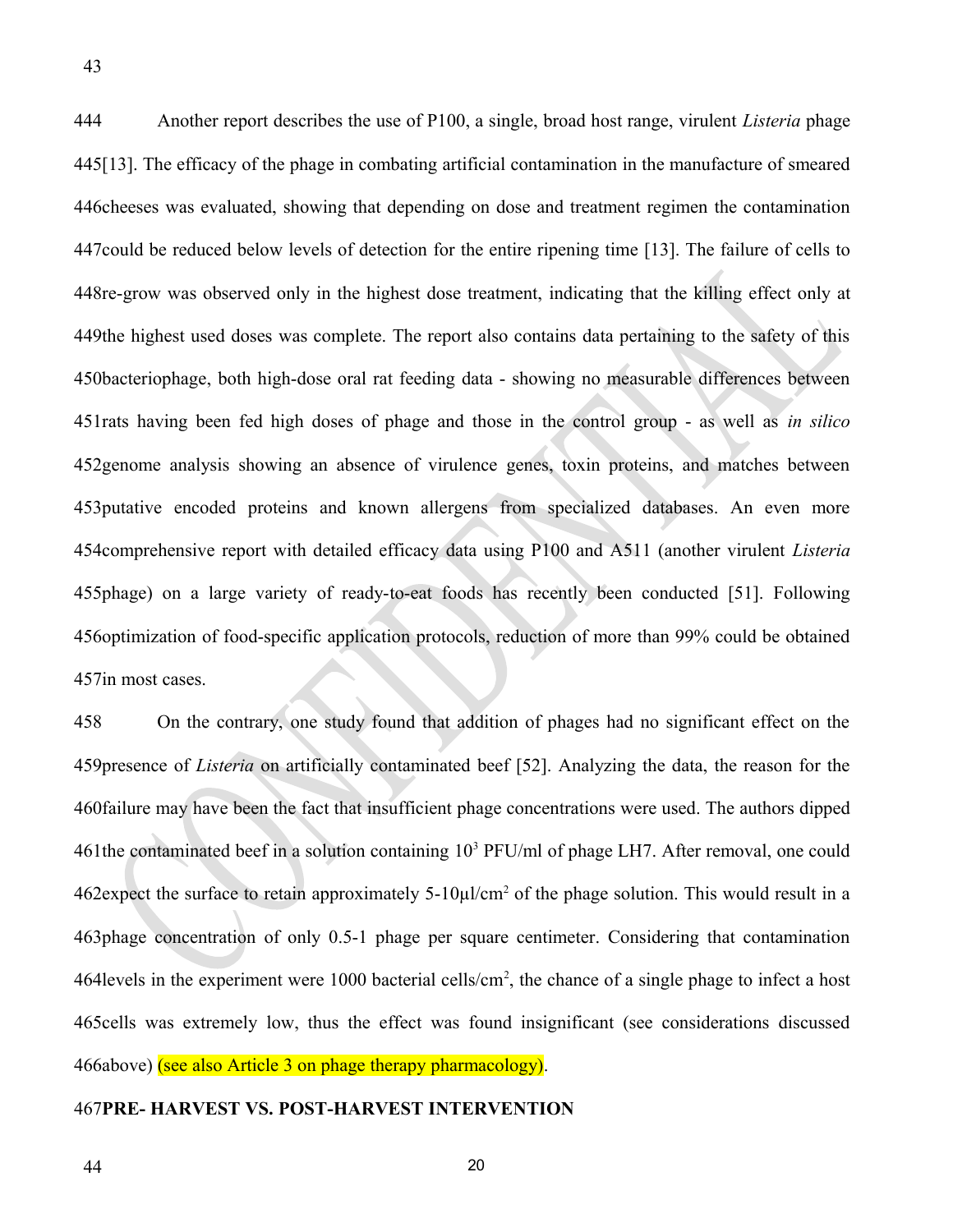Another report describes the use of P100, a single, broad host range, virulent *Listeria* phage [13]. The efficacy of the phage in combating artificial contamination in the manufacture of smeared cheeses was evaluated, showing that depending on dose and treatment regimen the contamination could be reduced below levels of detection for the entire ripening time [13]. The failure of cells to re-grow was observed only in the highest dose treatment, indicating that the killing effect only at the highest used doses was complete. The report also contains data pertaining to the safety of this bacteriophage, both high-dose oral rat feeding data - showing no measurable differences between rats having been fed high doses of phage and those in the control group - as well as *in silico* genome analysis showing an absence of virulence genes, toxin proteins, and matches between putative encoded proteins and known allergens from specialized databases. An even more comprehensive report with detailed efficacy data using P100 and A511 (another virulent *Listeria* phage) on a large variety of ready-to-eat foods has recently been conducted [51]. Following optimization of food-specific application protocols, reduction of more than 99% could be obtained in most cases.

On the contrary, one study found that addition of phages had no significant effect on the presence of *Listeria* on artificially contaminated beef [52]. Analyzing the data, the reason for the failure may have been the fact that insufficient phage concentrations were used. The authors dipped the contaminated beef in a solution containing $10^3$ PFU/ml of phage LH7. After removal, one could expect the surface to retain approximately 5-10µl/cm$^2$ of the phage solution. This would result in a phage concentration of only 0.5-1 phage per square centimeter. Considering that contamination levels in the experiment were 1000 bacterial cells/cm$^2$, the chance of a single phage to infect a host cells was extremely low, thus the effect was found insignificant (see considerations discussed above) (see also Article 3 on phage therapy pharmacology).

## PRE- HARVEST VS. POST-HARVEST INTERVENTION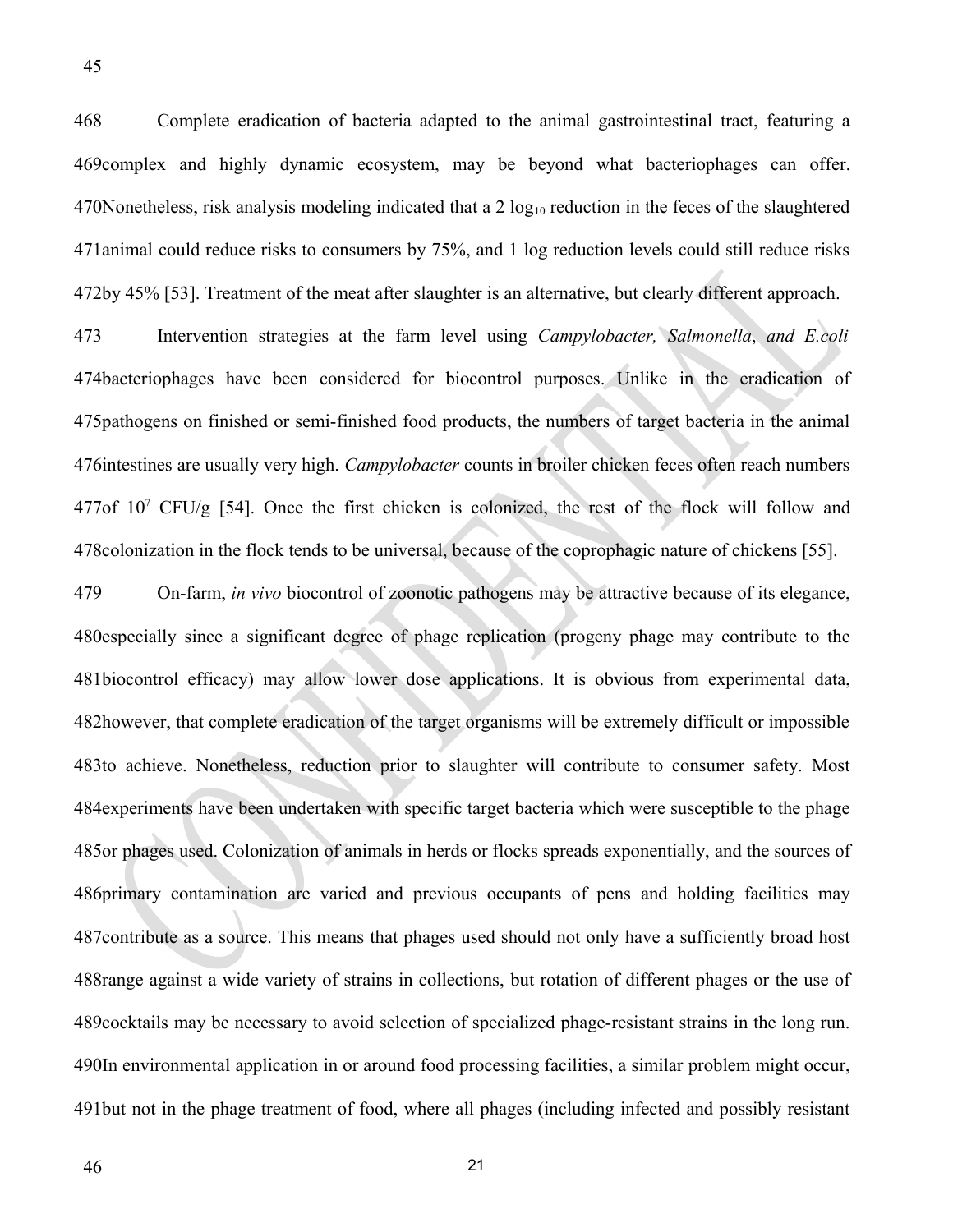Complete eradication of bacteria adapted to the animal gastrointestinal tract, featuring a complex and highly dynamic ecosystem, may be beyond what bacteriophages can offer. Nonetheless, risk analysis modeling indicated that a 2 $\log_{10}$ reduction in the feces of the slaughtered animal could reduce risks to consumers by 75%, and 1 log reduction levels could still reduce risks by 45% [53]. Treatment of the meat after slaughter is an alternative, but clearly different approach.

Intervention strategies at the farm level using *Campylobacter, Salmonella*, *and E.coli* bacteriophages have been considered for biocontrol purposes. Unlike in the eradication of pathogens on finished or semi-finished food products, the numbers of target bacteria in the animal intestines are usually very high. *Campylobacter* counts in broiler chicken feces often reach numbers of $10^7$ CFU/g [54]. Once the first chicken is colonized, the rest of the flock will follow and colonization in the flock tends to be universal, because of the coprophagic nature of chickens [55].

On-farm, *in vivo* biocontrol of zoonotic pathogens may be attractive because of its elegance, especially since a significant degree of phage replication (progeny phage may contribute to the biocontrol efficacy) may allow lower dose applications. It is obvious from experimental data, however, that complete eradication of the target organisms will be extremely difficult or impossible to achieve. Nonetheless, reduction prior to slaughter will contribute to consumer safety. Most experiments have been undertaken with specific target bacteria which were susceptible to the phage or phages used. Colonization of animals in herds or flocks spreads exponentially, and the sources of primary contamination are varied and previous occupants of pens and holding facilities may contribute as a source. This means that phages used should not only have a sufficiently broad host range against a wide variety of strains in collections, but rotation of different phages or the use of cocktails may be necessary to avoid selection of specialized phage-resistant strains in the long run. In environmental application in or around food processing facilities, a similar problem might occur, but not in the phage treatment of food, where all phages (including infected and possibly resistant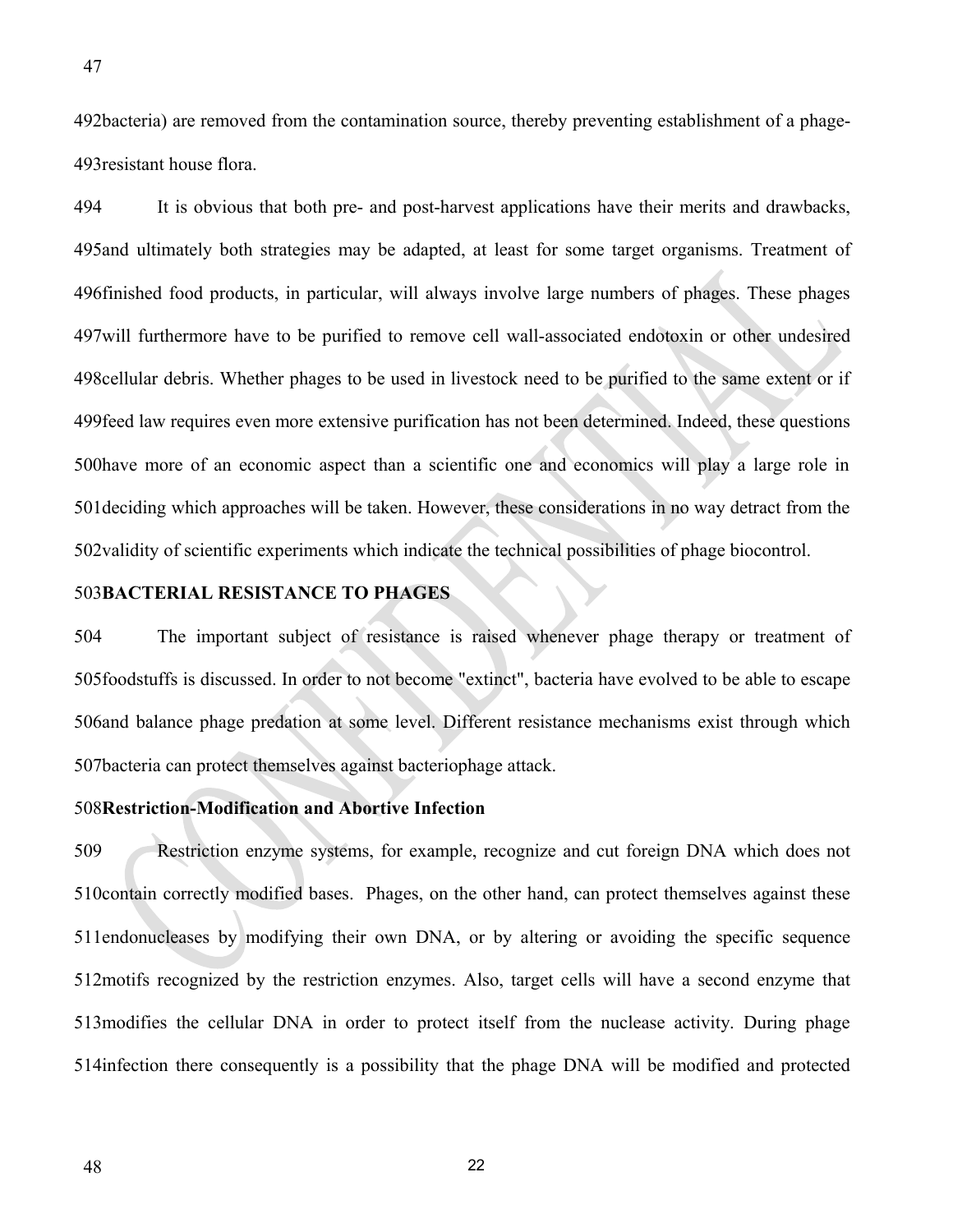bacteria) are removed from the contamination source, thereby preventing establishment of a phage-resistant house flora.

It is obvious that both pre- and post-harvest applications have their merits and drawbacks, and ultimately both strategies may be adapted, at least for some target organisms. Treatment of finished food products, in particular, will always involve large numbers of phages. These phages will furthermore have to be purified to remove cell wall-associated endotoxin or other undesired cellular debris. Whether phages to be used in livestock need to be purified to the same extent or if feed law requires even more extensive purification has not been determined. Indeed, these questions have more of an economic aspect than a scientific one and economics will play a large role in deciding which approaches will be taken. However, these considerations in no way detract from the validity of scientific experiments which indicate the technical possibilities of phage biocontrol.

## BACTERIAL RESISTANCE TO PHAGES

The important subject of resistance is raised whenever phage therapy or treatment of foodstuffs is discussed. In order to not become "extinct", bacteria have evolved to be able to escape and balance phage predation at some level. Different resistance mechanisms exist through which bacteria can protect themselves against bacteriophage attack.

### Restriction-Modification and Abortive Infection

Restriction enzyme systems, for example, recognize and cut foreign DNA which does not contain correctly modified bases. Phages, on the other hand, can protect themselves against these endonucleases by modifying their own DNA, or by altering or avoiding the specific sequence motifs recognized by the restriction enzymes. Also, target cells will have a second enzyme that modifies the cellular DNA in order to protect itself from the nuclease activity. During phage infection there consequently is a possibility that the phage DNA will be modified and protected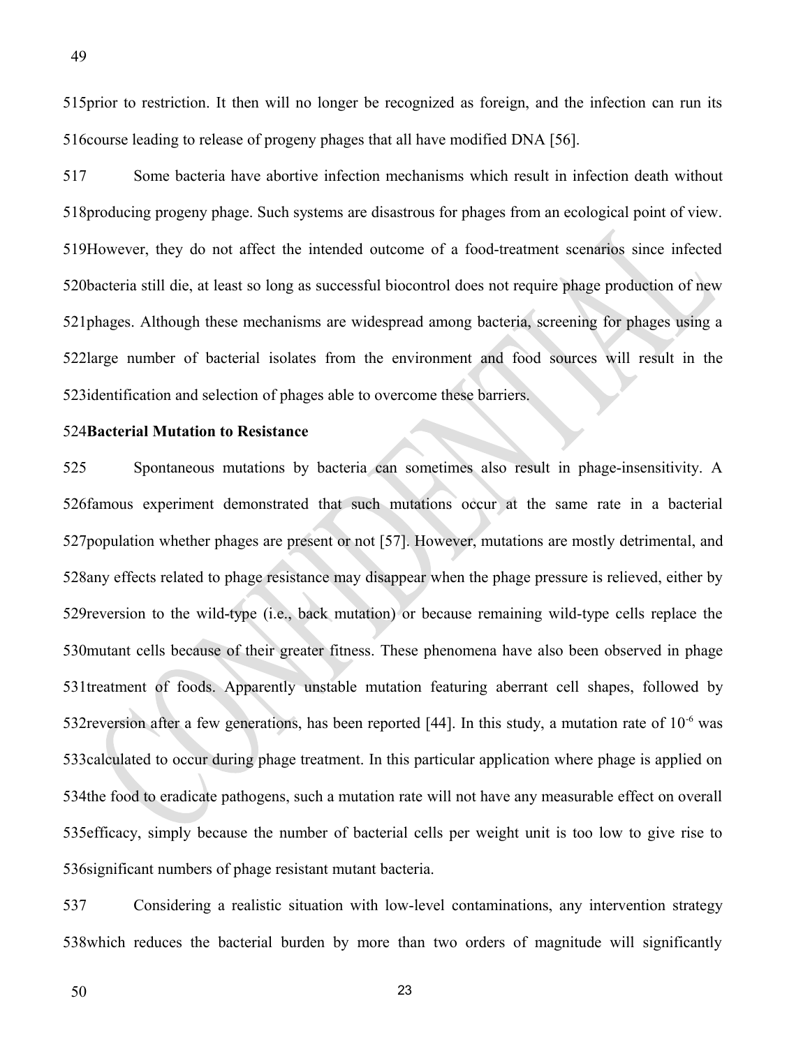prior to restriction. It then will no longer be recognized as foreign, and the infection can run its course leading to release of progeny phages that all have modified DNA [56].

Some bacteria have abortive infection mechanisms which result in infection death without producing progeny phage. Such systems are disastrous for phages from an ecological point of view. However, they do not affect the intended outcome of a food-treatment scenarios since infected bacteria still die, at least so long as successful biocontrol does not require phage production of new phages. Although these mechanisms are widespread among bacteria, screening for phages using a large number of bacterial isolates from the environment and food sources will result in the identification and selection of phages able to overcome these barriers.

**Bacterial Mutation to Resistance**

Spontaneous mutations by bacteria can sometimes also result in phage-insensitivity. A famous experiment demonstrated that such mutations occur at the same rate in a bacterial population whether phages are present or not [57]. However, mutations are mostly detrimental, and any effects related to phage resistance may disappear when the phage pressure is relieved, either by reversion to the wild-type (i.e., back mutation) or because remaining wild-type cells replace the mutant cells because of their greater fitness. These phenomena have also been observed in phage treatment of foods. Apparently unstable mutation featuring aberrant cell shapes, followed by reversion after a few generations, has been reported [44]. In this study, a mutation rate of $10^{-6}$ was calculated to occur during phage treatment. In this particular application where phage is applied on the food to eradicate pathogens, such a mutation rate will not have any measurable effect on overall efficacy, simply because the number of bacterial cells per weight unit is too low to give rise to significant numbers of phage resistant mutant bacteria.

Considering a realistic situation with low-level contaminations, any intervention strategy which reduces the bacterial burden by more than two orders of magnitude will significantly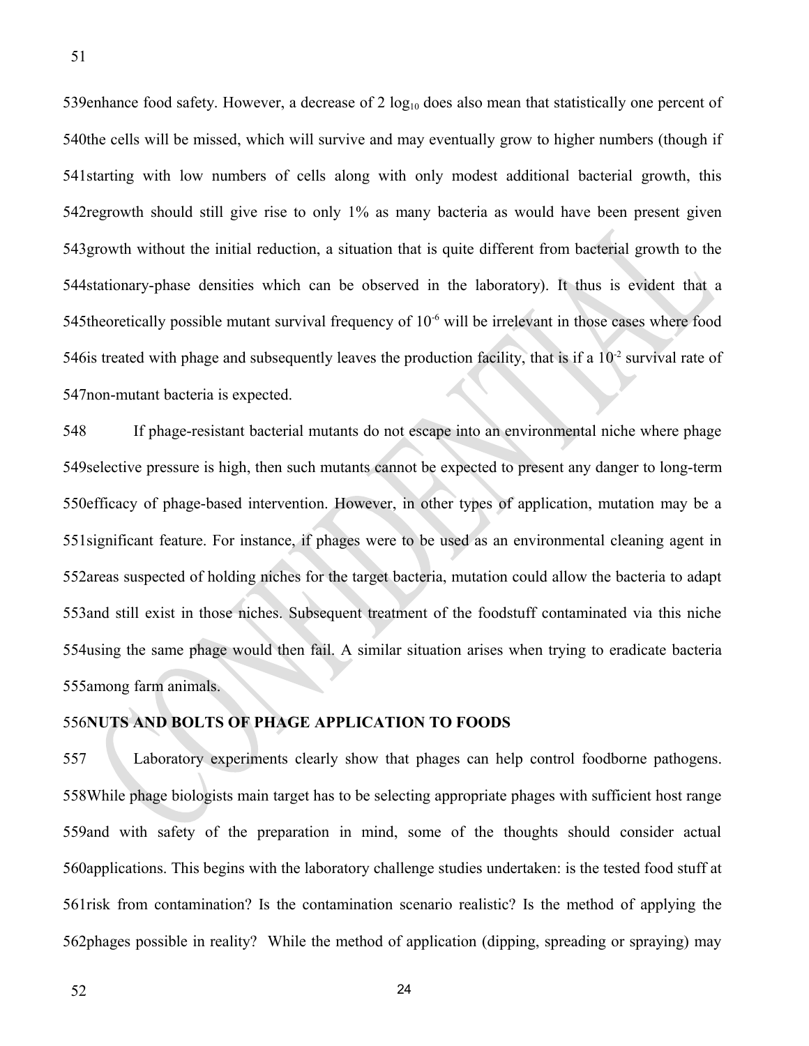enhance food safety. However, a decrease of 2 $\log_{10}$ does also mean that statistically one percent of the cells will be missed, which will survive and may eventually grow to higher numbers (though if starting with low numbers of cells along with only modest additional bacterial growth, this regrowth should still give rise to only 1% as many bacteria as would have been present given growth without the initial reduction, a situation that is quite different from bacterial growth to the stationary-phase densities which can be observed in the laboratory). It thus is evident that a theoretically possible mutant survival frequency of $10^{-6}$ will be irrelevant in those cases where food is treated with phage and subsequently leaves the production facility, that is if a $10^{-2}$ survival rate of non-mutant bacteria is expected.

If phage-resistant bacterial mutants do not escape into an environmental niche where phage selective pressure is high, then such mutants cannot be expected to present any danger to long-term efficacy of phage-based intervention. However, in other types of application, mutation may be a significant feature. For instance, if phages were to be used as an environmental cleaning agent in areas suspected of holding niches for the target bacteria, mutation could allow the bacteria to adapt and still exist in those niches. Subsequent treatment of the foodstuff contaminated via this niche using the same phage would then fail. A similar situation arises when trying to eradicate bacteria among farm animals.

## NUTS AND BOLTS OF PHAGE APPLICATION TO FOODS

Laboratory experiments clearly show that phages can help control foodborne pathogens. While phage biologists main target has to be selecting appropriate phages with sufficient host range and with safety of the preparation in mind, some of the thoughts should consider actual applications. This begins with the laboratory challenge studies undertaken: is the tested food stuff at risk from contamination? Is the contamination scenario realistic? Is the method of applying the phages possible in reality? While the method of application (dipping, spreading or spraying) may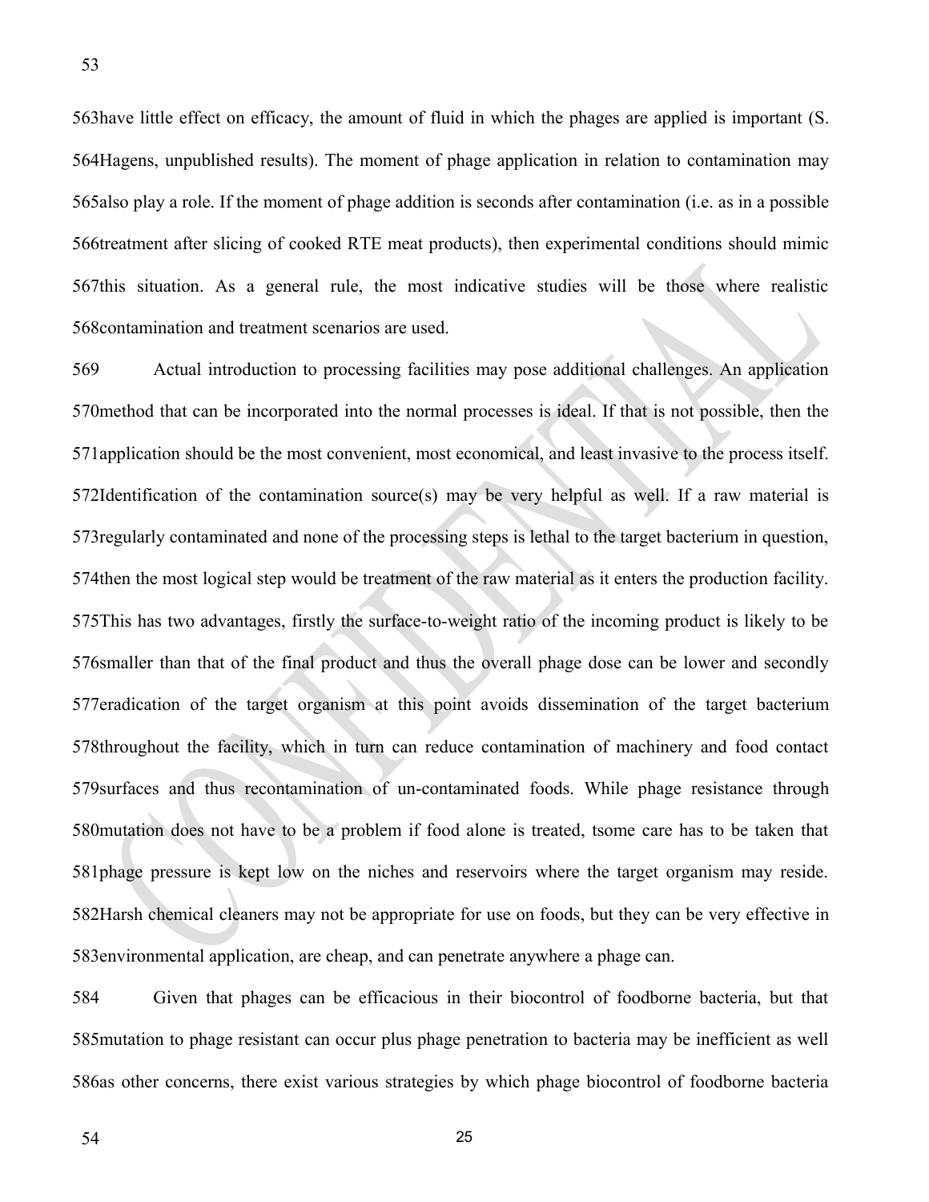have little effect on efficacy, the amount of fluid in which the phages are applied is important (S. Hagens, unpublished results). The moment of phage application in relation to contamination may also play a role. If the moment of phage addition is seconds after contamination (i.e. as in a possible treatment after slicing of cooked RTE meat products), then experimental conditions should mimic this situation. As a general rule, the most indicative studies will be those where realistic contamination and treatment scenarios are used.

Actual introduction to processing facilities may pose additional challenges. An application method that can be incorporated into the normal processes is ideal. If that is not possible, then the application should be the most convenient, most economical, and least invasive to the process itself. Identification of the contamination source(s) may be very helpful as well. If a raw material is regularly contaminated and none of the processing steps is lethal to the target bacterium in question, then the most logical step would be treatment of the raw material as it enters the production facility. This has two advantages, firstly the surface-to-weight ratio of the incoming product is likely to be smaller than that of the final product and thus the overall phage dose can be lower and secondly eradication of the target organism at this point avoids dissemination of the target bacterium throughout the facility, which in turn can reduce contamination of machinery and food contact surfaces and thus recontamination of un-contaminated foods. While phage resistance through mutation does not have to be a problem if food alone is treated, tsome care has to be taken that phage pressure is kept low on the niches and reservoirs where the target organism may reside. Harsh chemical cleaners may not be appropriate for use on foods, but they can be very effective in environmental application, are cheap, and can penetrate anywhere a phage can.

Given that phages can be efficacious in their biocontrol of foodborne bacteria, but that mutation to phage resistant can occur plus phage penetration to bacteria may be inefficient as well as other concerns, there exist various strategies by which phage biocontrol of foodborne bacteria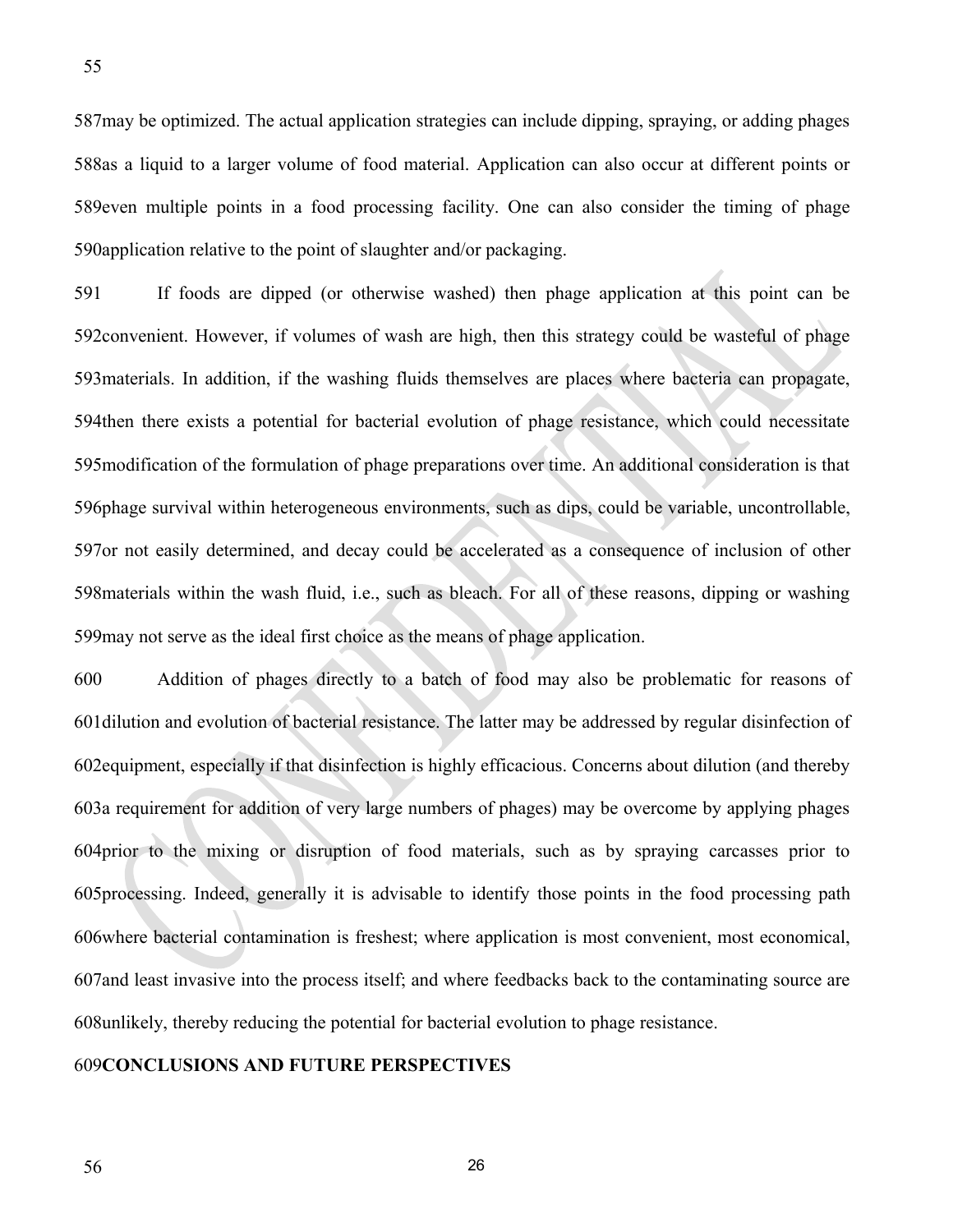may be optimized. The actual application strategies can include dipping, spraying, or adding phages as a liquid to a larger volume of food material. Application can also occur at different points or even multiple points in a food processing facility. One can also consider the timing of phage application relative to the point of slaughter and/or packaging.

If foods are dipped (or otherwise washed) then phage application at this point can be convenient. However, if volumes of wash are high, then this strategy could be wasteful of phage materials. In addition, if the washing fluids themselves are places where bacteria can propagate, then there exists a potential for bacterial evolution of phage resistance, which could necessitate modification of the formulation of phage preparations over time. An additional consideration is that phage survival within heterogeneous environments, such as dips, could be variable, uncontrollable, or not easily determined, and decay could be accelerated as a consequence of inclusion of other materials within the wash fluid, i.e., such as bleach. For all of these reasons, dipping or washing may not serve as the ideal first choice as the means of phage application.

Addition of phages directly to a batch of food may also be problematic for reasons of dilution and evolution of bacterial resistance. The latter may be addressed by regular disinfection of equipment, especially if that disinfection is highly efficacious. Concerns about dilution (and thereby a requirement for addition of very large numbers of phages) may be overcome by applying phages prior to the mixing or disruption of food materials, such as by spraying carcasses prior to processing. Indeed, generally it is advisable to identify those points in the food processing path where bacterial contamination is freshest; where application is most convenient, most economical, and least invasive into the process itself; and where feedbacks back to the contaminating source are unlikely, thereby reducing the potential for bacterial evolution to phage resistance.

## CONCLUSIONS AND FUTURE PERSPECTIVES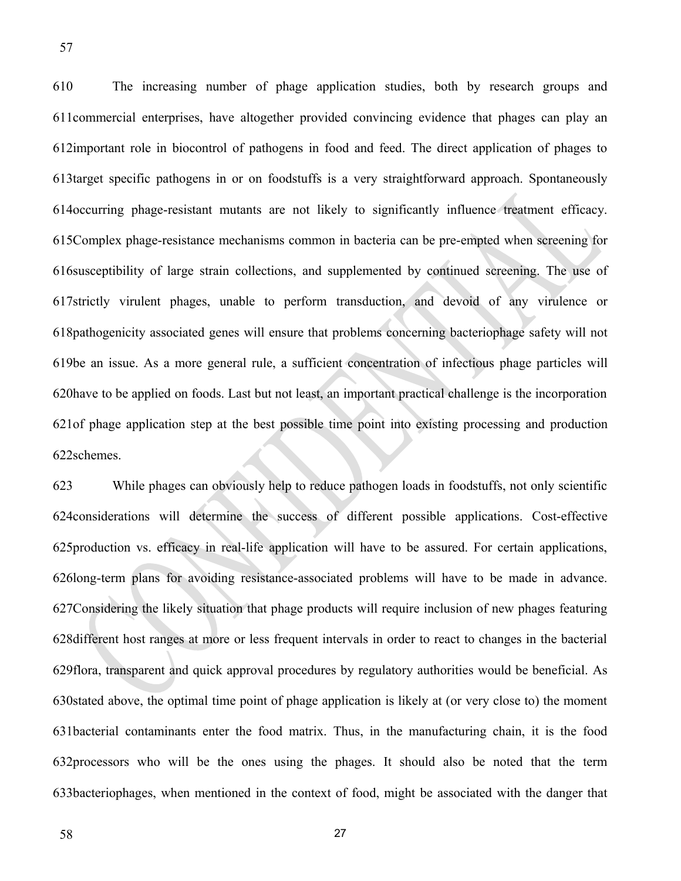The increasing number of phage application studies, both by research groups and commercial enterprises, have altogether provided convincing evidence that phages can play an important role in biocontrol of pathogens in food and feed. The direct application of phages to target specific pathogens in or on foodstuffs is a very straightforward approach. Spontaneously occurring phage-resistant mutants are not likely to significantly influence treatment efficacy. Complex phage-resistance mechanisms common in bacteria can be pre-empted when screening for susceptibility of large strain collections, and supplemented by continued screening. The use of strictly virulent phages, unable to perform transduction, and devoid of any virulence or pathogenicity associated genes will ensure that problems concerning bacteriophage safety will not be an issue. As a more general rule, a sufficient concentration of infectious phage particles will have to be applied on foods. Last but not least, an important practical challenge is the incorporation of phage application step at the best possible time point into existing processing and production schemes.

While phages can obviously help to reduce pathogen loads in foodstuffs, not only scientific considerations will determine the success of different possible applications. Cost-effective production vs. efficacy in real-life application will have to be assured. For certain applications, long-term plans for avoiding resistance-associated problems will have to be made in advance. Considering the likely situation that phage products will require inclusion of new phages featuring different host ranges at more or less frequent intervals in order to react to changes in the bacterial flora, transparent and quick approval procedures by regulatory authorities would be beneficial. As stated above, the optimal time point of phage application is likely at (or very close to) the moment bacterial contaminants enter the food matrix. Thus, in the manufacturing chain, it is the food processors who will be the ones using the phages. It should also be noted that the term bacteriophages, when mentioned in the context of food, might be associated with the danger that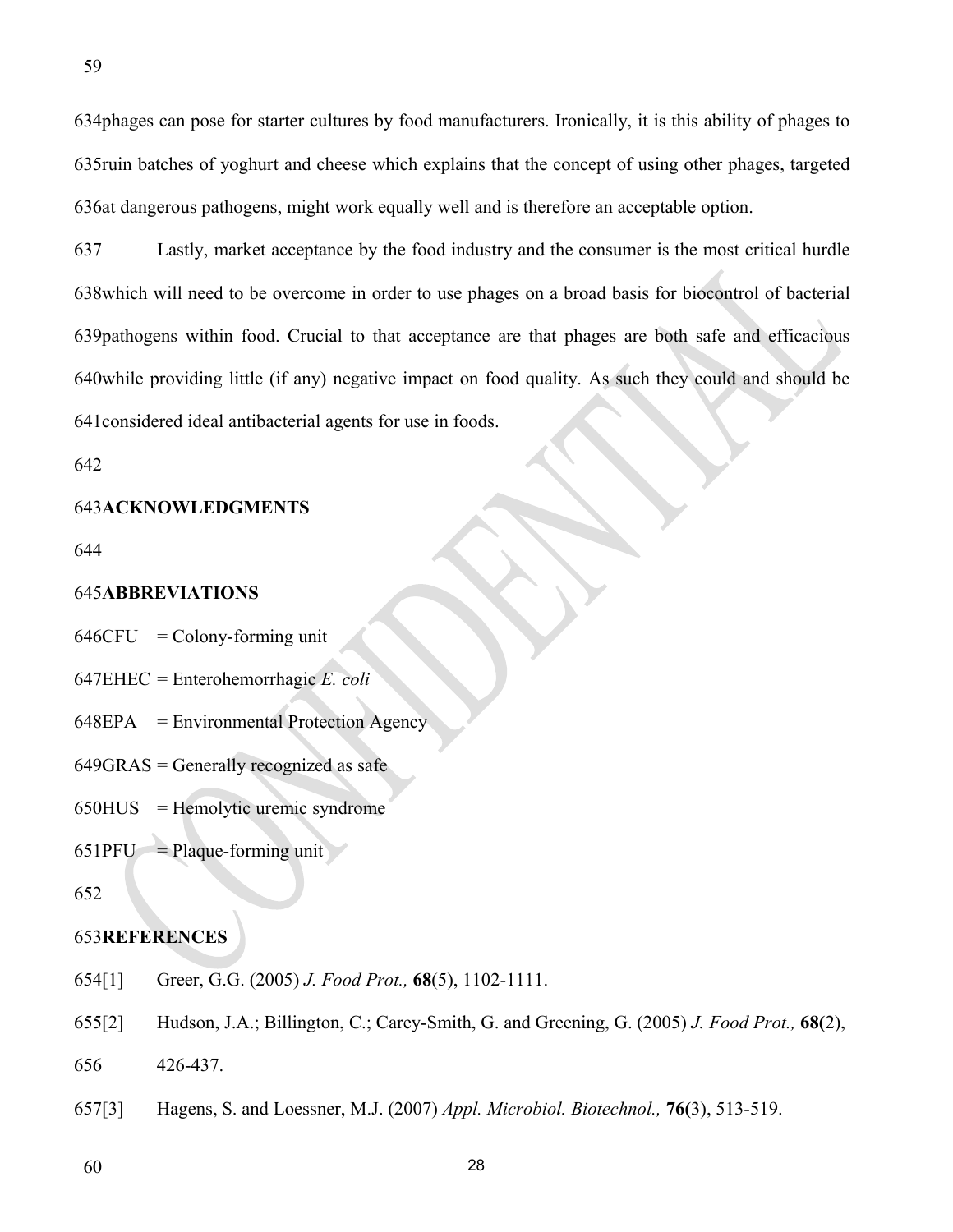phages can pose for starter cultures by food manufacturers. Ironically, it is this ability of phages to ruin batches of yoghurt and cheese which explains that the concept of using other phages, targeted at dangerous pathogens, might work equally well and is therefore an acceptable option.

Lastly, market acceptance by the food industry and the consumer is the most critical hurdle which will need to be overcome in order to use phages on a broad basis for biocontrol of bacterial pathogens within food. Crucial to that acceptance are that phages are both safe and efficacious while providing little (if any) negative impact on food quality. As such they could and should be considered ideal antibacterial agents for use in foods.

## ACKNOWLEDGMENTS

## ABBREVIATIONS

CFU = Colony-forming unit

EHEC = Enterohemorrhagic *E. coli*

EPA = Environmental Protection Agency

GRAS = Generally recognized as safe

HUS = Hemolytic uremic syndrome

PFU = Plaque-forming unit

## REFERENCES

[1] Greer, G.G. (2005) *J. Food Prot.,* **68**(5), 1102-1111.

[2] Hudson, J.A.; Billington, C.; Carey-Smith, G. and Greening, G. (2005) *J. Food Prot.,* **68(**2), 426-437.

[3] Hagens, S. and Loessner, M.J. (2007) *Appl. Microbiol. Biotechnol.,* **76(**3), 513-519.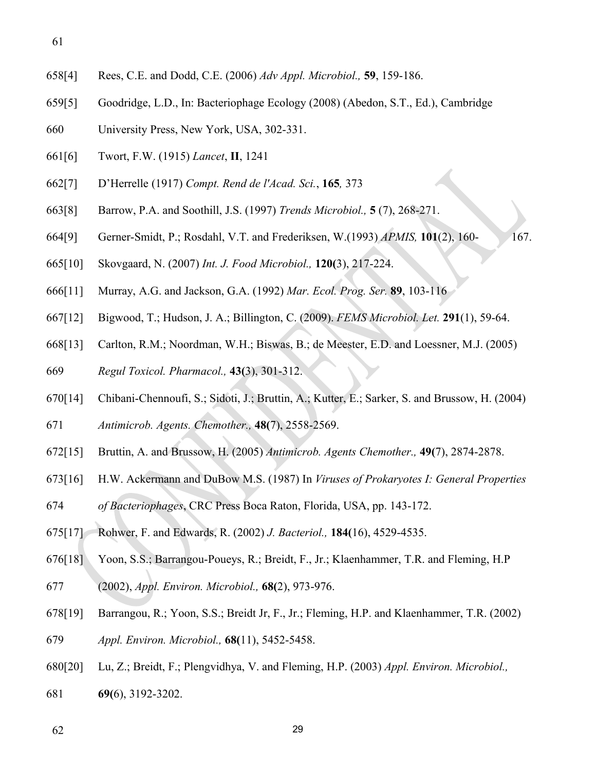658[4] Rees, C.E. and Dodd, C.E. (2006) *Adv Appl. Microbiol.,* **59**, 159-186.

659[5] Goodridge, L.D., In: Bacteriophage Ecology (2008) (Abedon, S.T., Ed.), Cambridge
660 University Press, New York, USA, 302-331.

661[6] Twort, F.W. (1915) *Lancet*, **II**, 1241

662[7] D'Herrelle (1917) *Compt. Rend de l'Acad. Sci.*, **165***,* 373

663[8] Barrow, P.A. and Soothill, J.S. (1997) *Trends Microbiol.,* **5** (7), 268-271.

664[9] Gerner-Smidt, P.; Rosdahl, V.T. and Frederiksen, W.(1993) *APMIS,* **101**(2), 160- 167.

665[10] Skovgaard, N. (2007) *Int. J. Food Microbiol.,* **120(**3), 217-224.

666[11] Murray, A.G. and Jackson, G.A. (1992) *Mar. Ecol. Prog. Ser.* **89**, 103-116

667[12] Bigwood, T.; Hudson, J. A.; Billington, C. (2009). *FEMS Microbiol. Let.* **291**(1), 59-64.

668[13] Carlton, R.M.; Noordman, W.H.; Biswas, B.; de Meester, E.D. and Loessner, M.J. (2005)
669 *Regul Toxicol. Pharmacol.,* **43(**3), 301-312.

670[14] Chibani-Chennoufi, S.; Sidoti, J.; Bruttin, A.; Kutter, E.; Sarker, S. and Brussow, H. (2004)
671 *Antimicrob. Agents. Chemother.,* **48(**7), 2558-2569.

672[15] Bruttin, A. and Brussow, H. (2005) *Antimicrob. Agents Chemother.,* **49(**7), 2874-2878.

673[16] H.W. Ackermann and DuBow M.S. (1987) In *Viruses of Prokaryotes I: General Properties*
674 *of Bacteriophages*, CRC Press Boca Raton, Florida, USA, pp. 143-172.

675[17] Rohwer, F. and Edwards, R. (2002) *J. Bacteriol.,* **184(**16), 4529-4535.

676[18] Yoon, S.S.; Barrangou-Poueys, R.; Breidt, F., Jr.; Klaenhammer, T.R. and Fleming, H.P
677 (2002), *Appl. Environ. Microbiol.,* **68(**2), 973-976.

678[19] Barrangou, R.; Yoon, S.S.; Breidt Jr, F., Jr.; Fleming, H.P. and Klaenhammer, T.R. (2002)
679 *Appl. Environ. Microbiol.,* **68(**11), 5452-5458.

680[20] Lu, Z.; Breidt, F.; Plengvidhya, V. and Fleming, H.P. (2003) *Appl. Environ. Microbiol.,*
681 **69(**6), 3192-3202.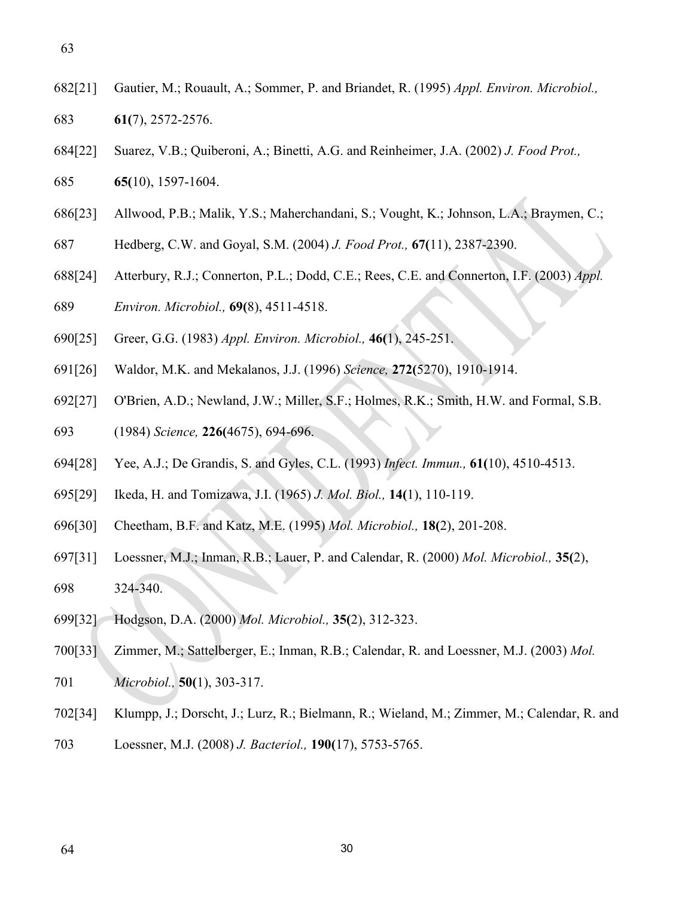682[21] Gautier, M.; Rouault, A.; Sommer, P. and Briandet, R. (1995) *Appl. Environ. Microbiol.,*
683 **61(**7), 2572-2576.

684[22] Suarez, V.B.; Quiberoni, A.; Binetti, A.G. and Reinheimer, J.A. (2002) *J. Food Prot.,*
685 **65(**10), 1597-1604.

686[23] Allwood, P.B.; Malik, Y.S.; Maherchandani, S.; Vought, K.; Johnson, L.A.; Braymen, C.;
687 Hedberg, C.W. and Goyal, S.M. (2004) *J. Food Prot.,* **67(**11), 2387-2390.

688[24] Atterbury, R.J.; Connerton, P.L.; Dodd, C.E.; Rees, C.E. and Connerton, I.F. (2003) *Appl.*
689 *Environ. Microbiol.,* **69(**8), 4511-4518.

690[25] Greer, G.G. (1983) *Appl. Environ. Microbiol.,* **46(**1), 245-251.

691[26] Waldor, M.K. and Mekalanos, J.J. (1996) *Science,* **272(**5270), 1910-1914.

692[27] O'Brien, A.D.; Newland, J.W.; Miller, S.F.; Holmes, R.K.; Smith, H.W. and Formal, S.B.
693 (1984) *Science,* **226(**4675), 694-696.

694[28] Yee, A.J.; De Grandis, S. and Gyles, C.L. (1993) *Infect. Immun.,* **61(**10), 4510-4513.

695[29] Ikeda, H. and Tomizawa, J.I. (1965) *J. Mol. Biol.,* **14(**1), 110-119.

696[30] Cheetham, B.F. and Katz, M.E. (1995) *Mol. Microbiol.,* **18(**2), 201-208.

697[31] Loessner, M.J.; Inman, R.B.; Lauer, P. and Calendar, R. (2000) *Mol. Microbiol.,* **35(**2),
698 324-340.

699[32] Hodgson, D.A. (2000) *Mol. Microbiol.,* **35(**2), 312-323.

700[33] Zimmer, M.; Sattelberger, E.; Inman, R.B.; Calendar, R. and Loessner, M.J. (2003) *Mol.*
701 *Microbiol.,* **50(**1), 303-317.

702[34] Klumpp, J.; Dorscht, J.; Lurz, R.; Bielmann, R.; Wieland, M.; Zimmer, M.; Calendar, R. and
703 Loessner, M.J. (2008) *J. Bacteriol.,* **190(**17), 5753-5765.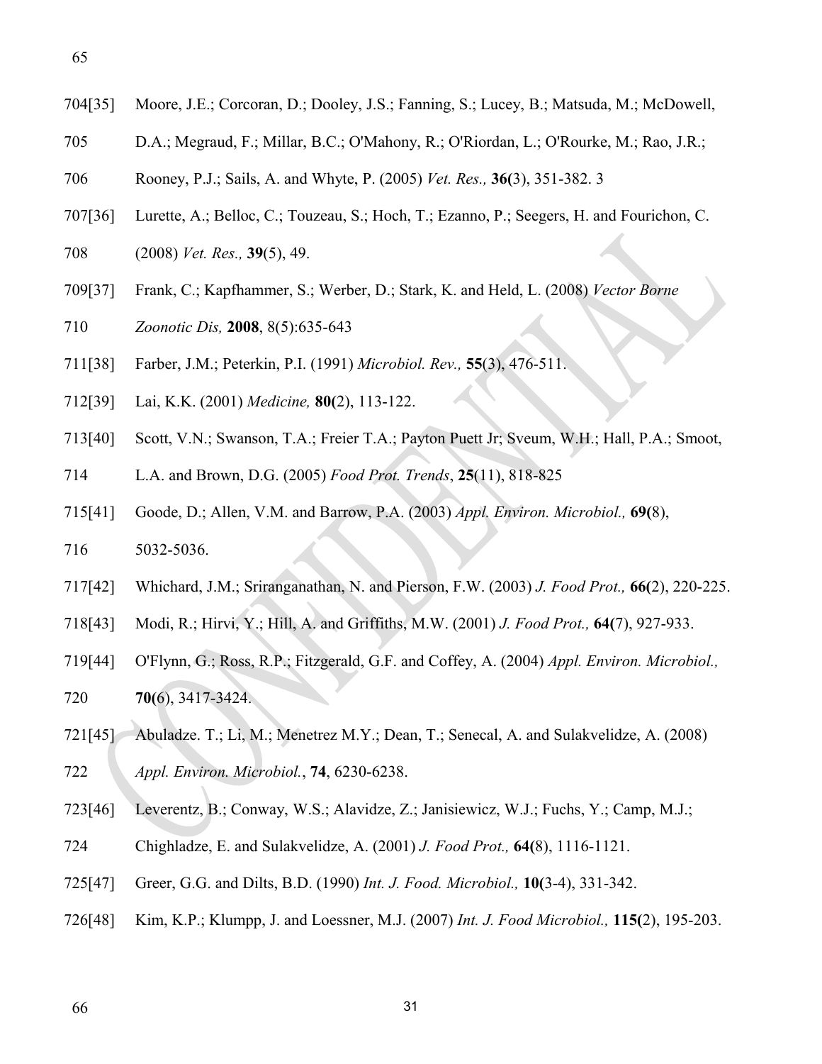704[35] Moore, J.E.; Corcoran, D.; Dooley, J.S.; Fanning, S.; Lucey, B.; Matsuda, M.; McDowell,
705 D.A.; Megraud, F.; Millar, B.C.; O'Mahony, R.; O'Riordan, L.; O'Rourke, M.; Rao, J.R.;
706 Rooney, P.J.; Sails, A. and Whyte, P. (2005) *Vet. Res.,* **36(**3), 351-382. 3

707[36] Lurette, A.; Belloc, C.; Touzeau, S.; Hoch, T.; Ezanno, P.; Seegers, H. and Fourichon, C.
708 (2008) *Vet. Res.,* **39**(5), 49.

709[37] Frank, C.; Kapfhammer, S.; Werber, D.; Stark, K. and Held, L. (2008) *Vector Borne*
710 *Zoonotic Dis,* **2008**, 8(5):635-643

711[38] Farber, J.M.; Peterkin, P.I. (1991) *Microbiol. Rev.,* **55**(3), 476-511.

712[39] Lai, K.K. (2001) *Medicine,* **80(**2), 113-122.

713[40] Scott, V.N.; Swanson, T.A.; Freier T.A.; Payton Puett Jr; Sveum, W.H.; Hall, P.A.; Smoot,
714 L.A. and Brown, D.G. (2005) *Food Prot. Trends*, **25**(11), 818-825

715[41] Goode, D.; Allen, V.M. and Barrow, P.A. (2003) *Appl. Environ. Microbiol.,* **69(**8),
716 5032-5036.

717[42] Whichard, J.M.; Sriranganathan, N. and Pierson, F.W. (2003) *J. Food Prot.,* **66(**2), 220-225.

718[43] Modi, R.; Hirvi, Y.; Hill, A. and Griffiths, M.W. (2001) *J. Food Prot.,* **64(**7), 927-933.

719[44] O'Flynn, G.; Ross, R.P.; Fitzgerald, G.F. and Coffey, A. (2004) *Appl. Environ. Microbiol.,*
720 **70(**6), 3417-3424.

721[45] Abuladze. T.; Li, M.; Menetrez M.Y.; Dean, T.; Senecal, A. and Sulakvelidze, A. (2008)
722 *Appl. Environ. Microbiol.*, **74**, 6230-6238.

723[46] Leverentz, B.; Conway, W.S.; Alavidze, Z.; Janisiewicz, W.J.; Fuchs, Y.; Camp, M.J.;
724 Chighladze, E. and Sulakvelidze, A. (2001) *J. Food Prot.,* **64(**8), 1116-1121.

725[47] Greer, G.G. and Dilts, B.D. (1990) *Int. J. Food. Microbiol.,* **10(**3-4), 331-342.

726[48] Kim, K.P.; Klumpp, J. and Loessner, M.J. (2007) *Int. J. Food Microbiol.,* **115(**2), 195-203.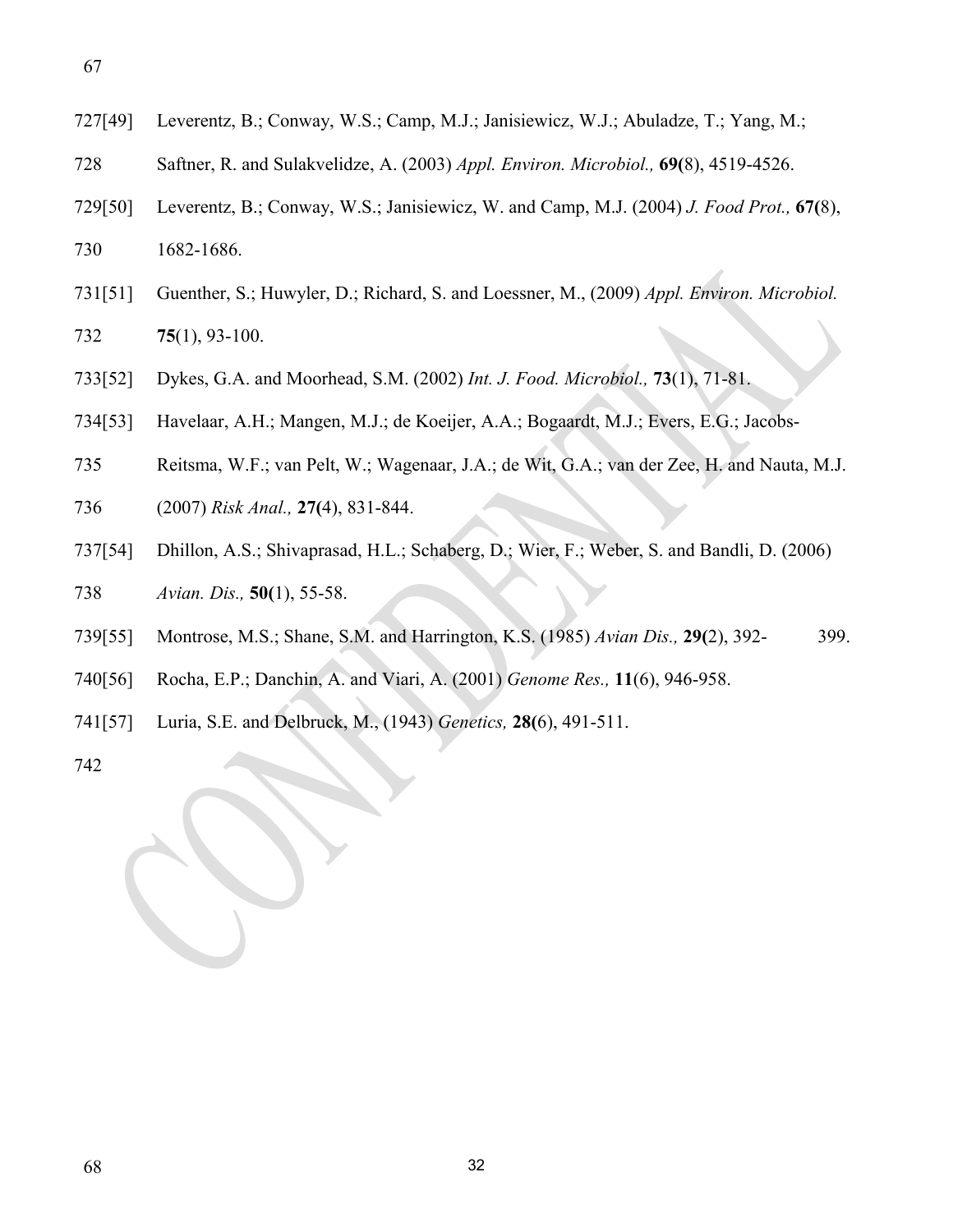[49] Leverentz, B.; Conway, W.S.; Camp, M.J.; Janisiewicz, W.J.; Abuladze, T.; Yang, M.; Saftner, R. and Sulakvelidze, A. (2003) *Appl. Environ. Microbiol.,* **69(**8), 4519-4526.

[50] Leverentz, B.; Conway, W.S.; Janisiewicz, W. and Camp, M.J. (2004) *J. Food Prot.,* **67(**8), 1682-1686.

[51] Guenther, S.; Huwyler, D.; Richard, S. and Loessner, M., (2009) *Appl. Environ. Microbiol.* **75**(1), 93-100.

[52] Dykes, G.A. and Moorhead, S.M. (2002) *Int. J. Food. Microbiol.,* **73**(1), 71-81.

[53] Havelaar, A.H.; Mangen, M.J.; de Koeijer, A.A.; Bogaardt, M.J.; Evers, E.G.; Jacobs-Reitsma, W.F.; van Pelt, W.; Wagenaar, J.A.; de Wit, G.A.; van der Zee, H. and Nauta, M.J. (2007) *Risk Anal.,* **27(**4), 831-844.

[54] Dhillon, A.S.; Shivaprasad, H.L.; Schaberg, D.; Wier, F.; Weber, S. and Bandli, D. (2006) *Avian. Dis.,* **50(**1), 55-58.

[55] Montrose, M.S.; Shane, S.M. and Harrington, K.S. (1985) *Avian Dis.,* **29(**2), 392-399.

[56] Rocha, E.P.; Danchin, A. and Viari, A. (2001) *Genome Res.,* **11**(6), 946-958.

[57] Luria, S.E. and Delbruck, M., (1943) *Genetics,* **28(**6), 491-511.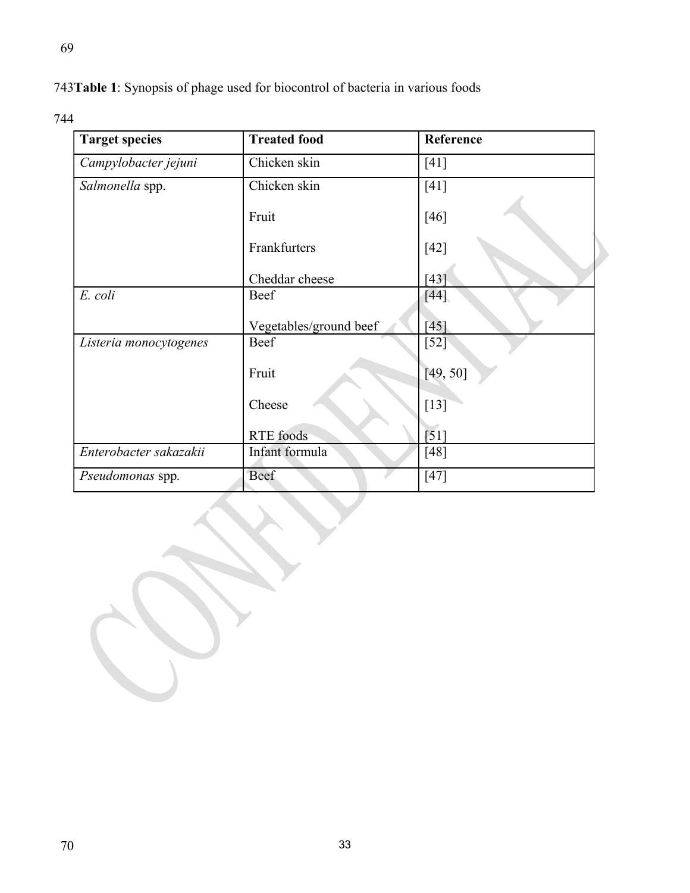**Table 1**: Synopsis of phage used for biocontrol of bacteria in various foods

| Target species | Treated food | Reference |
|---|---|---|
| *Campylobacter jejuni* | Chicken skin | [41] |
| *Salmonella* spp. | Chicken skin | [41] |
| | Fruit | [46] |
| | Frankfurters | [42] |
| | Cheddar cheese | [43] |
| *E. coli* | Beef | [44] |
| | Vegetables/ground beef | [45] |
| *Listeria monocytogenes* | Beef | [52] |
| | Fruit | [49, 50] |
| | Cheese | [13] |
| | RTE foods | [51] |
| *Enterobacter sakazakii* | Infant formula | [48] |
| *Pseudomonas* spp. | Beef | [47] |